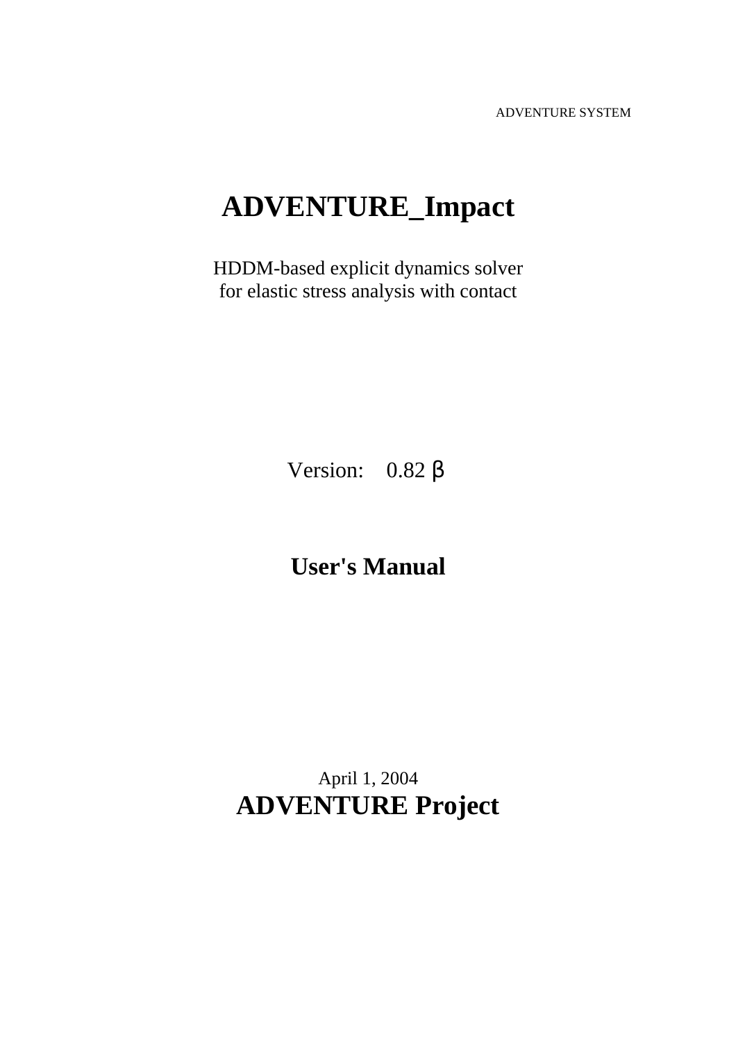ADVENTURE SYSTEM

# ADVENTURE_Impact

HDDM-based explicit dynamics solver
for elastic stress analysis with contact

Version: 0.82 β

## User's Manual

April 1, 2004

**ADVENTURE Project**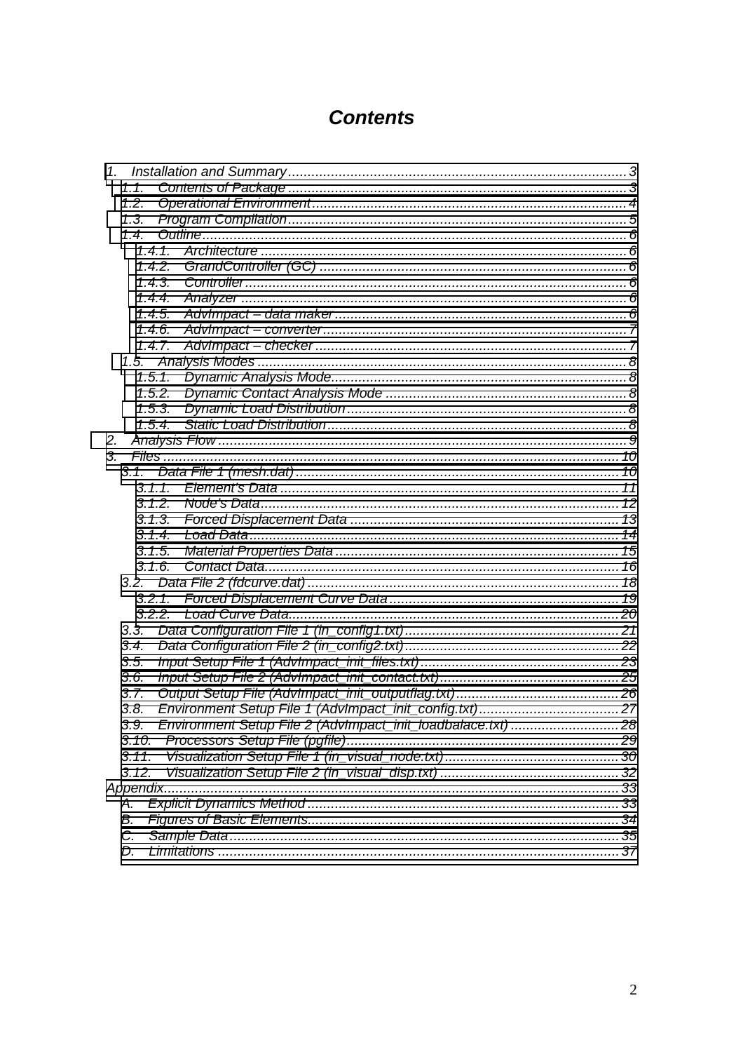# Contents

1. Installation and Summary ........................................................ 3
   - 1.1. Contents of Package ........................................................ 3
   - 1.2. Operational Environment ........................................................ 4
   - 1.3. Program Compilation ........................................................ 5
   - 1.4. Outline ........................................................ 6
     - 1.4.1. Architecture ........................................................ 6
     - 1.4.2. GrandController (GC) ........................................................ 6
     - 1.4.3. Controller ........................................................ 6
     - 1.4.4. Analyzer ........................................................ 6
     - 1.4.5. AdvImpact – data maker ........................................................ 6
     - 1.4.6. AdvImpact – converter ........................................................ 7
     - 1.4.7. AdvImpact – checker ........................................................ 7
   - 1.5. Analysis Modes ........................................................ 8
     - 1.5.1. Dynamic Analysis Mode ........................................................ 8
     - 1.5.2. Dynamic Contact Analysis Mode ........................................................ 8
     - 1.5.3. Dynamic Load Distribution ........................................................ 8
     - 1.5.4. Static Load Distribution ........................................................ 8
2. Analysis Flow ........................................................ 9
3. Files ........................................................ 10
   - 3.1. Data File 1 (mesh.dat) ........................................................ 10
     - 3.1.1. Element's Data ........................................................ 11
     - 3.1.2. Node's Data ........................................................ 12
     - 3.1.3. Forced Displacement Data ........................................................ 13
     - 3.1.4. Load Data ........................................................ 14
     - 3.1.5. Material Properties Data ........................................................ 15
     - 3.1.6. Contact Data ........................................................ 16
   - 3.2. Data File 2 (fdcurve.dat) ........................................................ 18
     - 3.2.1. Forced Displacement Curve Data ........................................................ 19
     - 3.2.2. Load Curve Data ........................................................ 20
   - 3.3. Data Configuration File 1 (in_config1.txt) ........................................................ 21
   - 3.4. Data Configuration File 2 (in_config2.txt) ........................................................ 22
   - 3.5. Input Setup File 1 (AdvImpact_init_files.txt) ........................................................ 23
   - 3.6. Input Setup File 2 (AdvImpact_init_contact.txt) ........................................................ 25
   - 3.7. Output Setup File (AdvImpact_init_outputflag.txt) ........................................................ 26
   - 3.8. Environment Setup File 1 (AdvImpact_init_config.txt) ........................................................ 27
   - 3.9. Environment Setup File 2 (AdvImpact_init_loadbalace.txt) ........................................................ 28
   - 3.10. Processors Setup File (pgfile) ........................................................ 29
   - 3.11. Visualization Setup File 1 (in_visual_node.txt) ........................................................ 30
   - 3.12. Visualization Setup File 2 (in_visual_disp.txt) ........................................................ 32

Appendix ........................................................ 33
   - A. Explicit Dynamics Method ........................................................ 33
   - B. Figures of Basic Elements ........................................................ 34
   - C. Sample Data ........................................................ 35
   - D. Limitations ........................................................ 37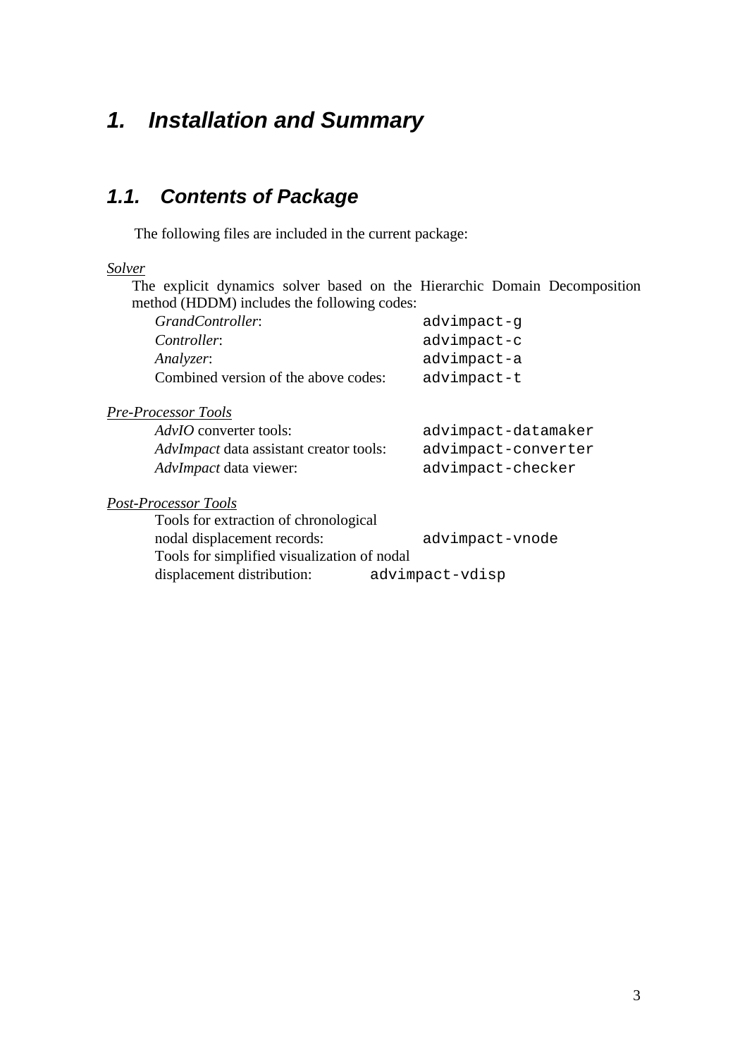# 1. Installation and Summary

## 1.1. Contents of Package

The following files are included in the current package:

*Solver*

The explicit dynamics solver based on the Hierarchic Domain Decomposition method (HDDM) includes the following codes:

- *GrandController*: `advimpact-g`
- *Controller*: `advimpact-c`
- *Analyzer*: `advimpact-a`
- Combined version of the above codes: `advimpact-t`

*Pre-Processor Tools*

- *AdvIO* converter tools: `advimpact-datamaker`
- *AdvImpact* data assistant creator tools: `advimpact-converter`
- *AdvImpact* data viewer: `advimpact-checker`

*Post-Processor Tools*

- Tools for extraction of chronological nodal displacement records: `advimpact-vnode`
- Tools for simplified visualization of nodal displacement distribution: `advimpact-vdisp`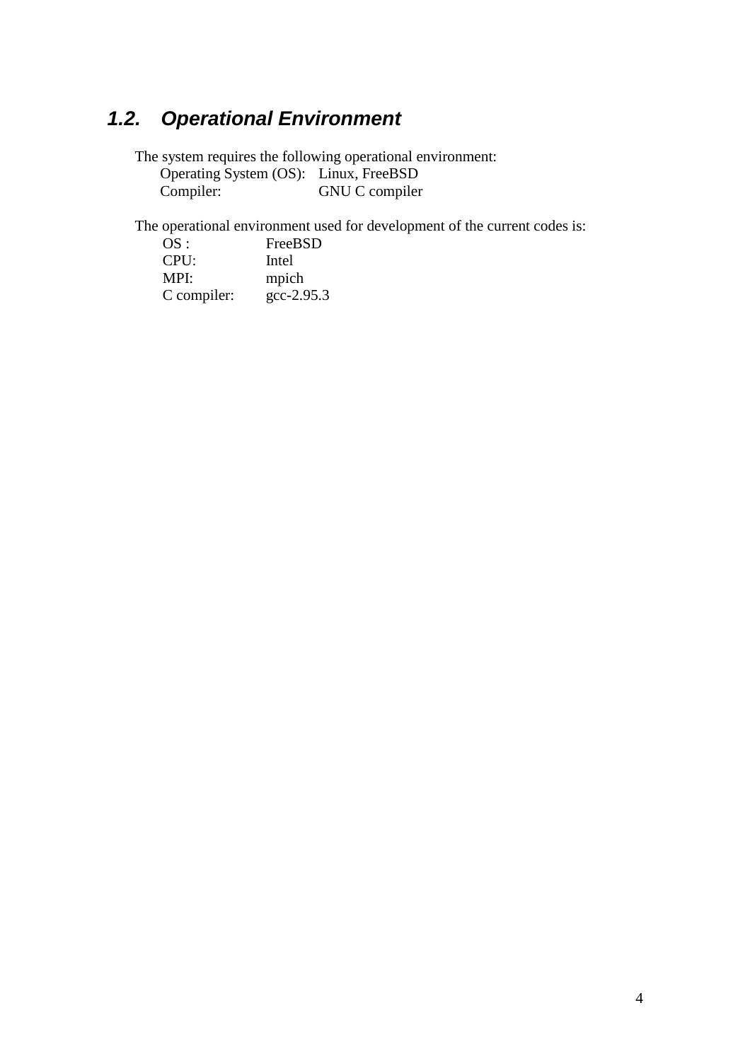## *1.2. Operational Environment*

The system requires the following operational environment:

| | |
|---|---|
| Operating System (OS): | Linux, FreeBSD |
| Compiler: | GNU C compiler |

The operational environment used for development of the current codes is:

| | |
|---|---|
| OS : | FreeBSD |
| CPU: | Intel |
| MPI: | mpich |
| C compiler: | gcc-2.95.3 |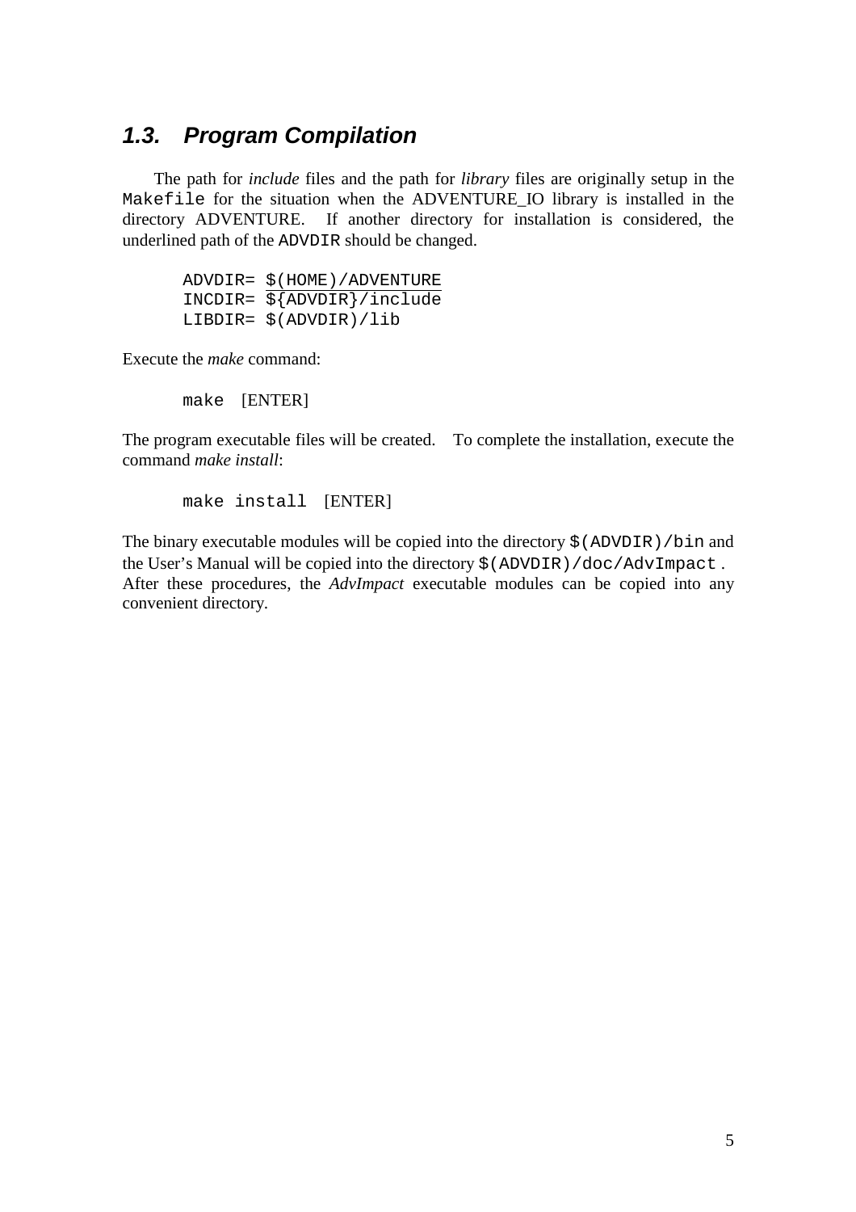## 1.3. Program Compilation

The path for *include* files and the path for *library* files are originally setup in the `Makefile` for the situation when the ADVENTURE_IO library is installed in the directory ADVENTURE. If another directory for installation is considered, the underlined path of the `ADVDIR` should be changed.

```
ADVDIR= $(HOME)/ADVENTURE
INCDIR= ${ADVDIR}/include
LIBDIR= $(ADVDIR)/lib
```

Execute the *make* command:

```
make  [ENTER]
```

The program executable files will be created. To complete the installation, execute the command *make install*:

```
make install  [ENTER]
```

The binary executable modules will be copied into the directory `$(ADVDIR)/bin` and the User's Manual will be copied into the directory `$(ADVDIR)/doc/AdvImpact` . After these procedures, the *AdvImpact* executable modules can be copied into any convenient directory.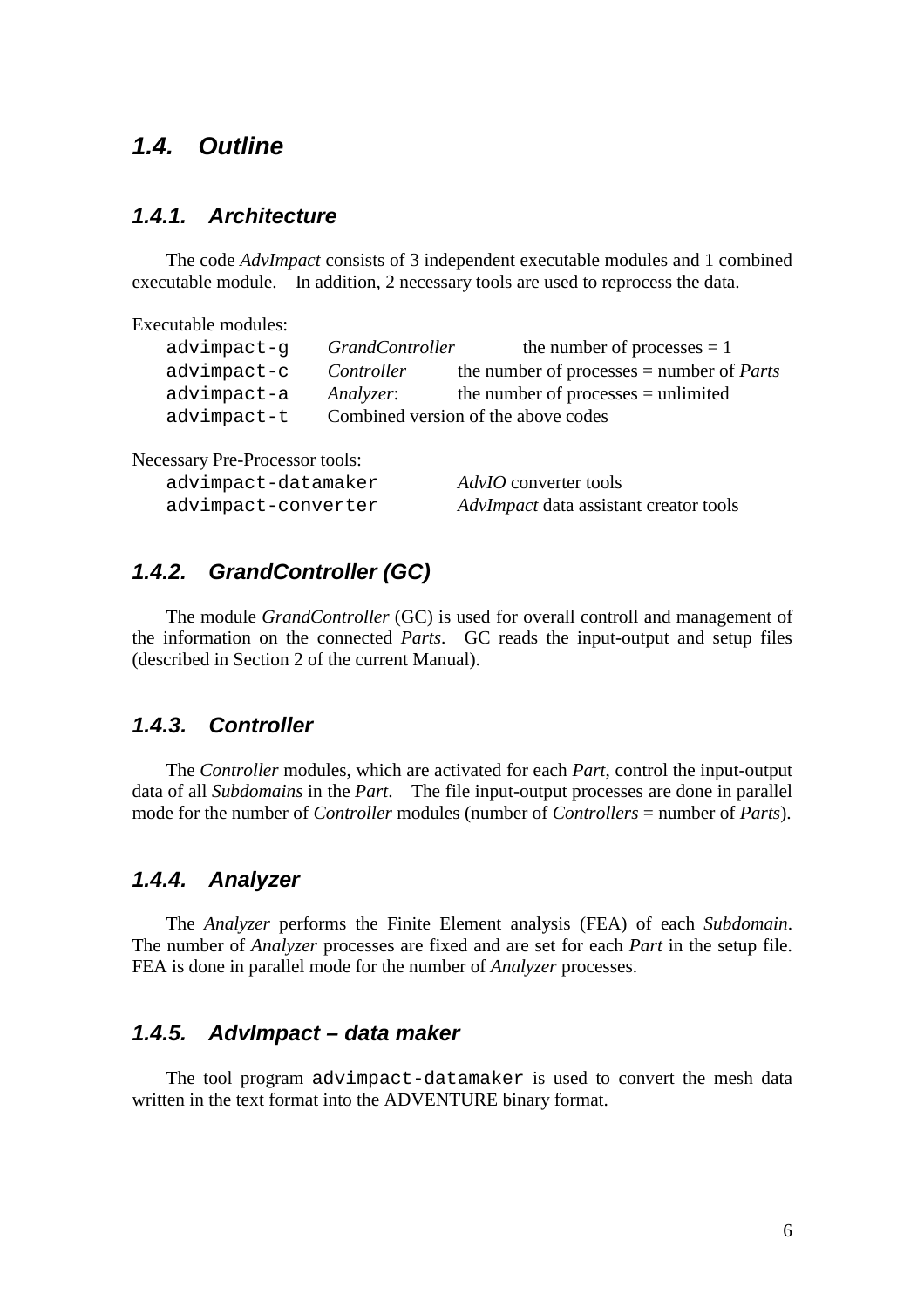## 1.4. Outline

### 1.4.1. Architecture

The code *AdvImpact* consists of 3 independent executable modules and 1 combined executable module. In addition, 2 necessary tools are used to reprocess the data.

Executable modules:

| | | |
|---|---|---|
| `advimpact-g` | *GrandController* | the number of processes = 1 |
| `advimpact-c` | *Controller* | the number of processes = number of *Parts* |
| `advimpact-a` | *Analyzer*: | the number of processes = unlimited |
| `advimpact-t` | Combined version of the above codes | |

Necessary Pre-Processor tools:

| | |
|---|---|
| `advimpact-datamaker` | *AdvIO* converter tools |
| `advimpact-converter` | *AdvImpact* data assistant creator tools |

### 1.4.2. GrandController (GC)

The module *GrandController* (GC) is used for overall controll and management of the information on the connected *Parts*. GC reads the input-output and setup files (described in Section 2 of the current Manual).

### 1.4.3. Controller

The *Controller* modules, which are activated for each *Part*, control the input-output data of all *Subdomains* in the *Part*. The file input-output processes are done in parallel mode for the number of *Controller* modules (number of *Controllers* = number of *Parts*).

### 1.4.4. Analyzer

The *Analyzer* performs the Finite Element analysis (FEA) of each *Subdomain*. The number of *Analyzer* processes are fixed and are set for each *Part* in the setup file. FEA is done in parallel mode for the number of *Analyzer* processes.

### 1.4.5. AdvImpact – data maker

The tool program `advimpact-datamaker` is used to convert the mesh data written in the text format into the ADVENTURE binary format.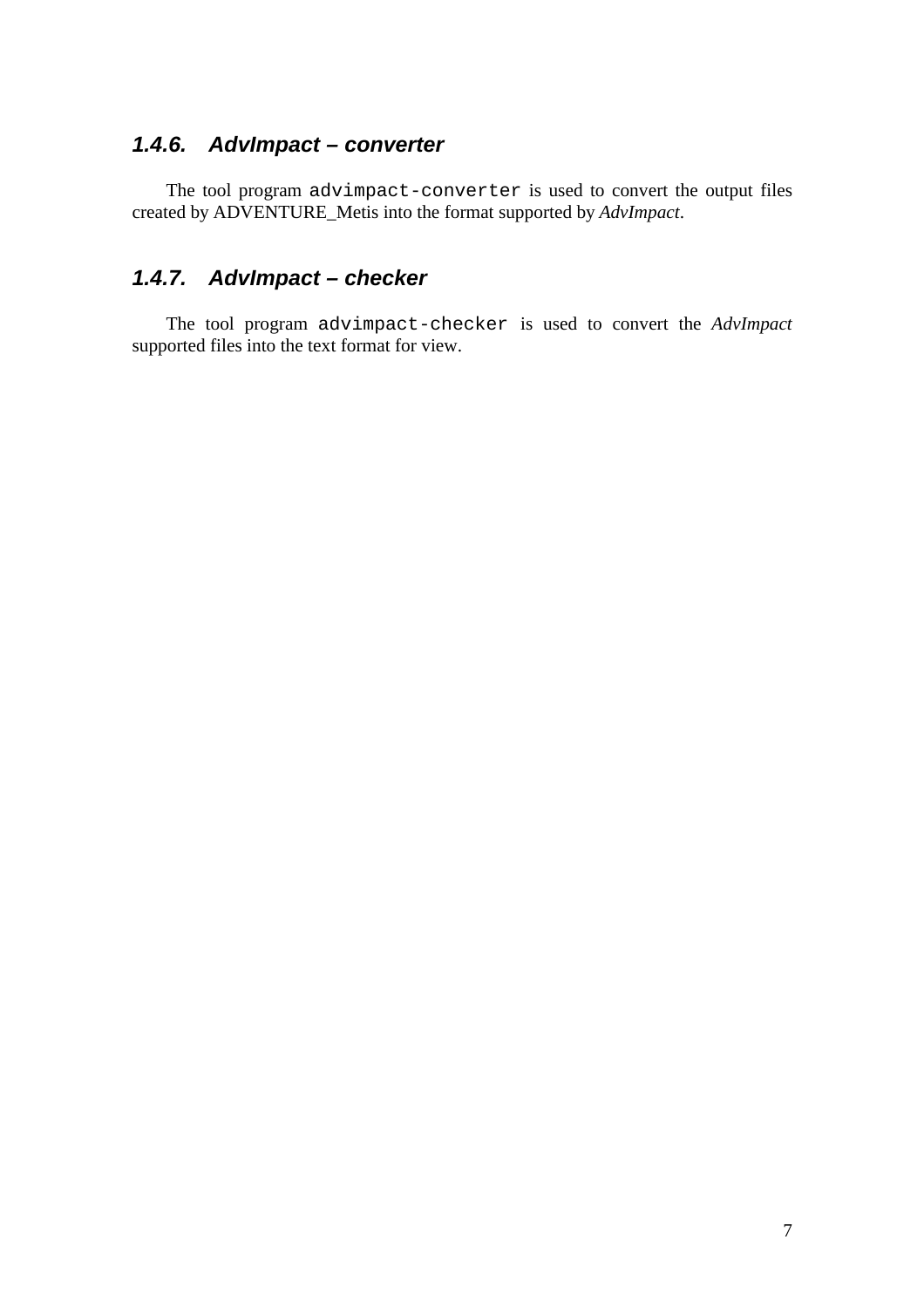### *1.4.6. AdvImpact – converter*

The tool program `advimpact-converter` is used to convert the output files created by ADVENTURE_Metis into the format supported by *AdvImpact*.

### *1.4.7. AdvImpact – checker*

The tool program `advimpact-checker` is used to convert the *AdvImpact* supported files into the text format for view.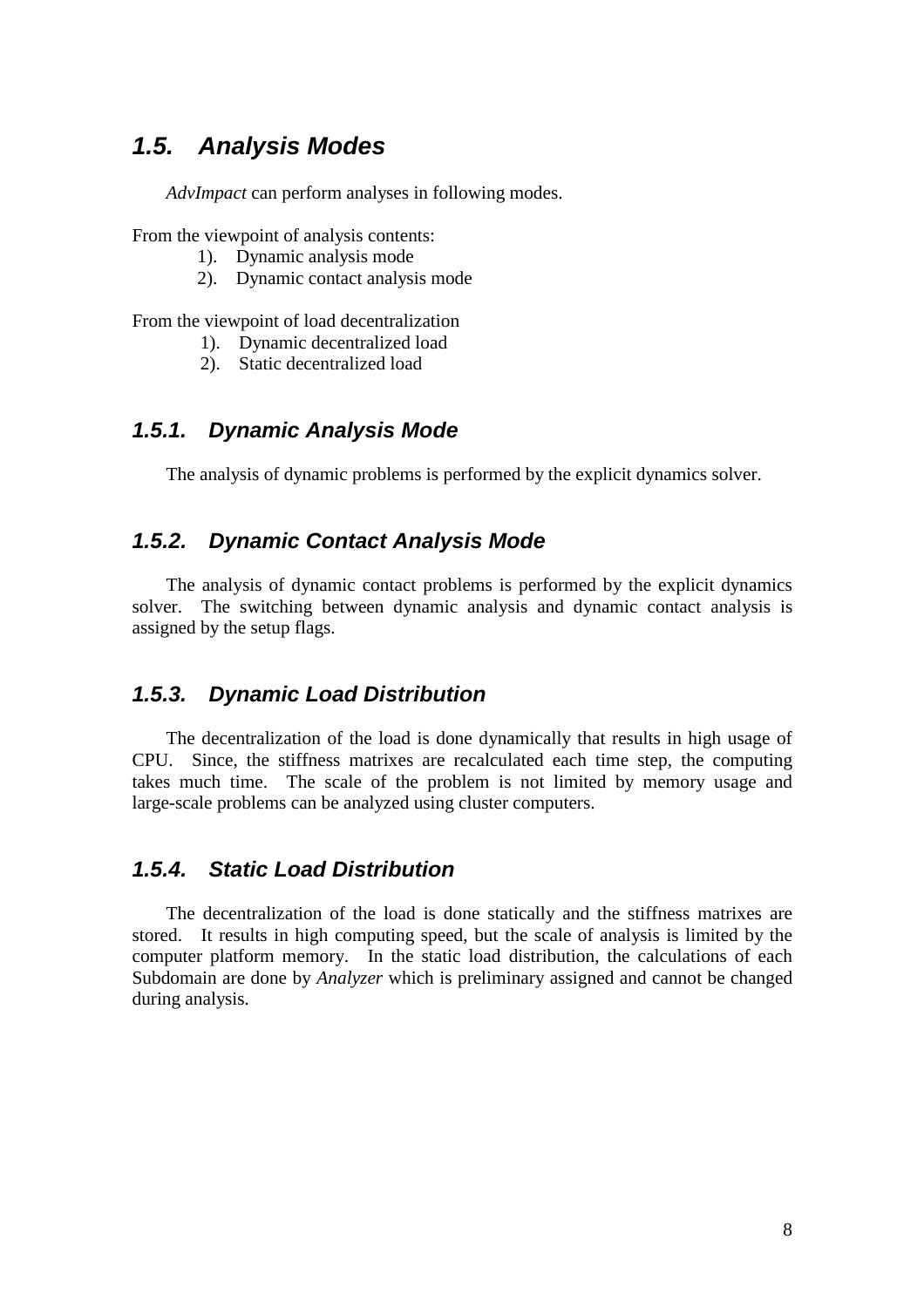## 1.5. Analysis Modes

*AdvImpact* can perform analyses in following modes.

From the viewpoint of analysis contents:

1). Dynamic analysis mode
2). Dynamic contact analysis mode

From the viewpoint of load decentralization

1). Dynamic decentralized load
2). Static decentralized load

### 1.5.1. Dynamic Analysis Mode

The analysis of dynamic problems is performed by the explicit dynamics solver.

### 1.5.2. Dynamic Contact Analysis Mode

The analysis of dynamic contact problems is performed by the explicit dynamics solver. The switching between dynamic analysis and dynamic contact analysis is assigned by the setup flags.

### 1.5.3. Dynamic Load Distribution

The decentralization of the load is done dynamically that results in high usage of CPU. Since, the stiffness matrixes are recalculated each time step, the computing takes much time. The scale of the problem is not limited by memory usage and large-scale problems can be analyzed using cluster computers.

### 1.5.4. Static Load Distribution

The decentralization of the load is done statically and the stiffness matrixes are stored. It results in high computing speed, but the scale of analysis is limited by the computer platform memory. In the static load distribution, the calculations of each Subdomain are done by *Analyzer* which is preliminary assigned and cannot be changed during analysis.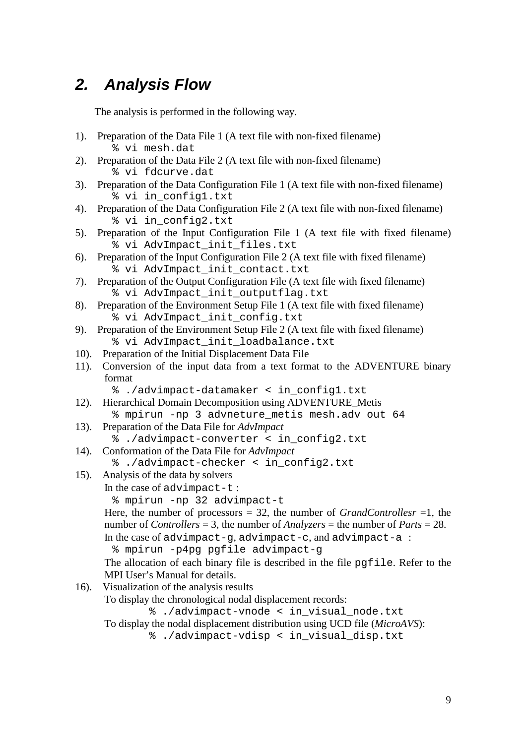## 2. Analysis Flow

The analysis is performed in the following way.

1). Preparation of the Data File 1 (A text file with non-fixed filename)
```
% vi mesh.dat
```
2). Preparation of the Data File 2 (A text file with non-fixed filename)
```
% vi fdcurve.dat
```
3). Preparation of the Data Configuration File 1 (A text file with non-fixed filename)
```
% vi in_config1.txt
```
4). Preparation of the Data Configuration File 2 (A text file with non-fixed filename)
```
% vi in_config2.txt
```
5). Preparation of the Input Configuration File 1 (A text file with fixed filename)
```
% vi AdvImpact_init_files.txt
```
6). Preparation of the Input Configuration File 2 (A text file with fixed filename)
```
% vi AdvImpact_init_contact.txt
```
7). Preparation of the Output Configuration File (A text file with fixed filename)
```
% vi AdvImpact_init_outputflag.txt
```
8). Preparation of the Environment Setup File 1 (A text file with fixed filename)
```
% vi AdvImpact_init_config.txt
```
9). Preparation of the Environment Setup File 2 (A text file with fixed filename)
```
% vi AdvImpact_init_loadbalance.txt
```
10). Preparation of the Initial Displacement Data File

11). Conversion of the input data from a text format to the ADVENTURE binary format
```
% ./advimpact-datamaker < in_config1.txt
```
12). Hierarchical Domain Decomposition using ADVENTURE_Metis
```
% mpirun -np 3 advneture_metis mesh.adv out 64
```
13). Preparation of the Data File for *AdvImpact*
```
% ./advimpact-converter < in_config2.txt
```
14). Conformation of the Data File for *AdvImpact*
```
% ./advimpact-checker < in_config2.txt
```
15). Analysis of the data by solvers

In the case of `advimpact-t` :
```
% mpirun -np 32 advimpact-t
```
Here, the number of processors = 32, the number of *GrandControllesr* =1, the number of *Controllers* = 3, the number of *Analyzers* = the number of *Parts* = 28.

In the case of `advimpact-g`, `advimpact-c`, and `advimpact-a` :
```
% mpirun -p4pg pgfile advimpact-g
```
The allocation of each binary file is described in the file `pgfile`. Refer to the MPI User's Manual for details.

16). Visualization of the analysis results

To display the chronological nodal displacement records:
```
% ./advimpact-vnode < in_visual_node.txt
```
To display the nodal displacement distribution using UCD file (*MicroAVS*):
```
% ./advimpact-vdisp < in_visual_disp.txt
```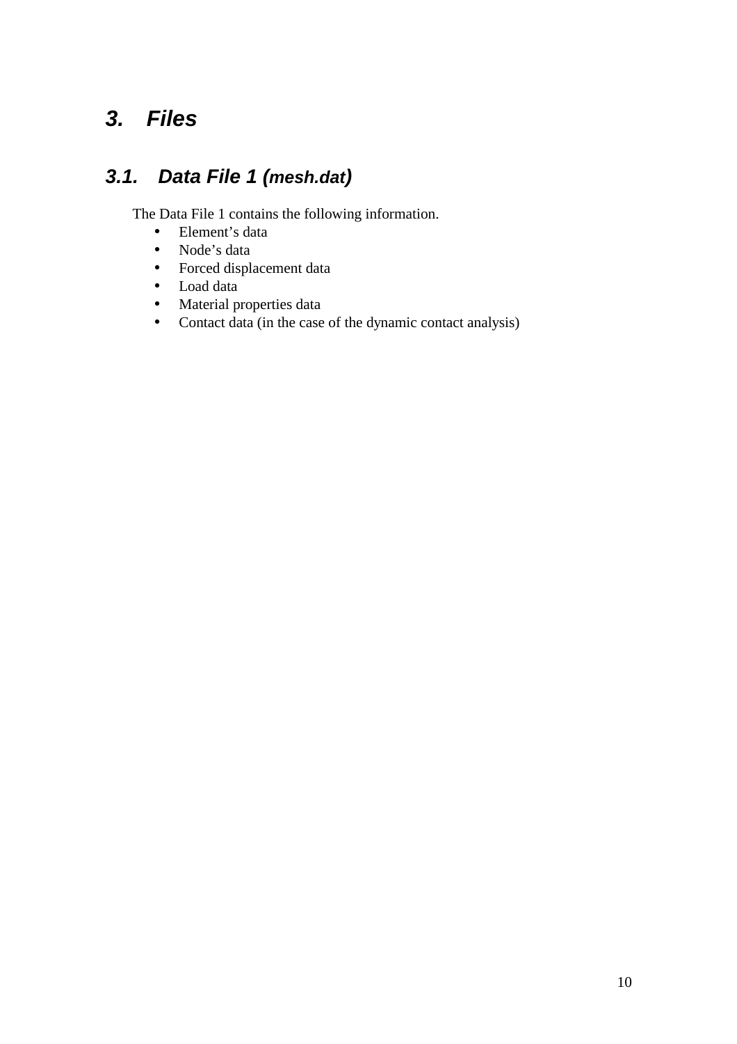# 3. Files

## 3.1. Data File 1 (mesh.dat)

The Data File 1 contains the following information.

- Element's data
- Node's data
- Forced displacement data
- Load data
- Material properties data
- Contact data (in the case of the dynamic contact analysis)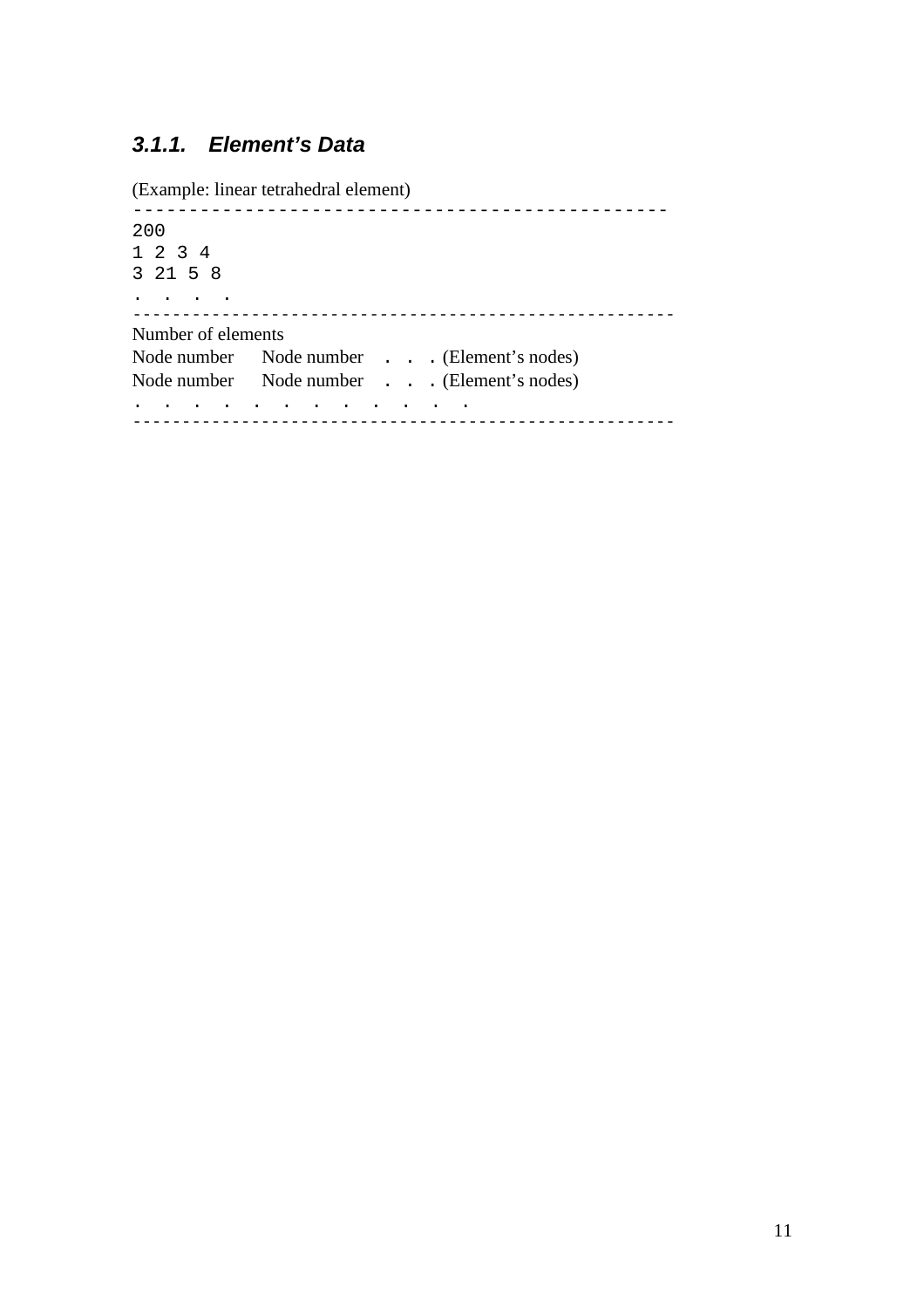### 3.1.1. *Element's Data*

(Example: linear tetrahedral element)

```
-----------------------------------------------
200
1 2 3 4
3 21 5 8
.  .  .  .
-----------------------------------------------
```

Number of elements  
Node number     Node number  . . . (Element's nodes)  
Node number     Node number  . . . (Element's nodes)  
. . . . . . . . . . . .

```
-----------------------------------------------
```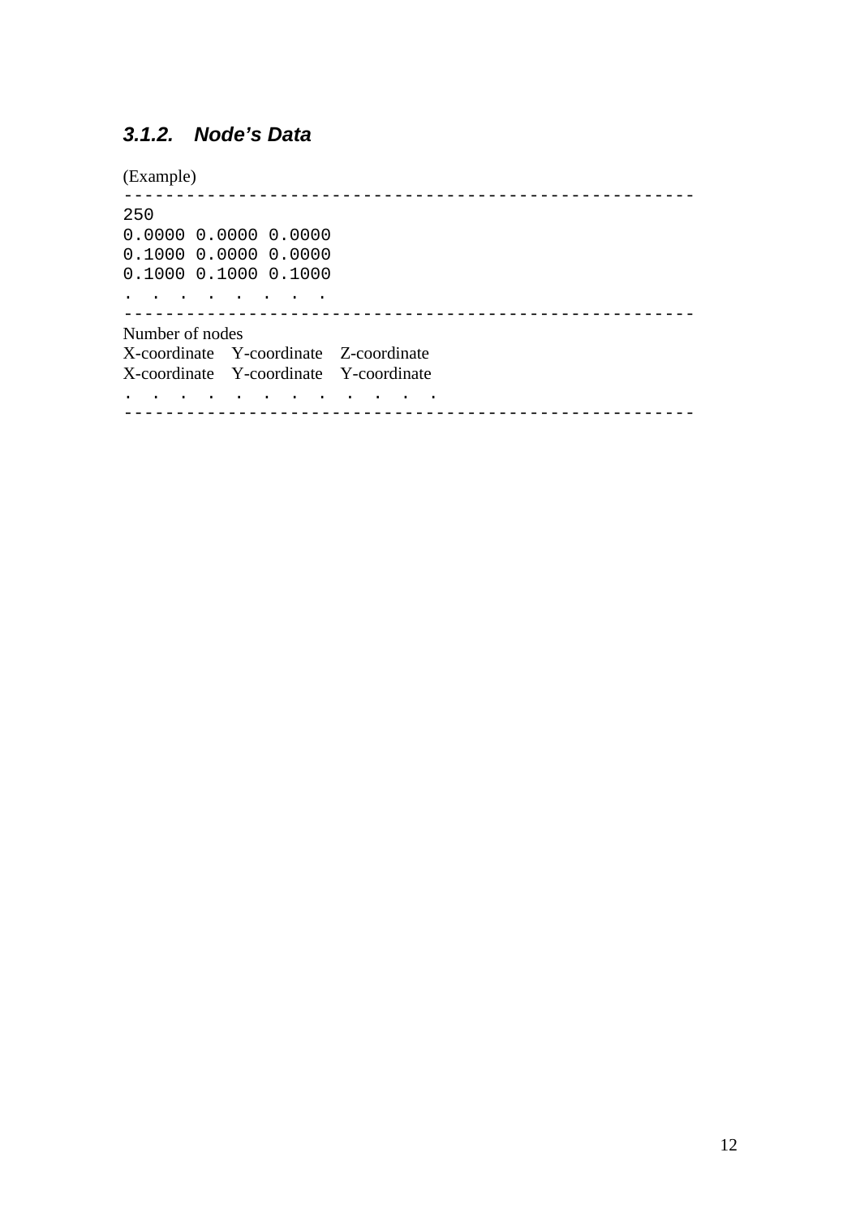### *3.1.2. Node's Data*

(Example)

```
-----------------------------------------------------
250
0.0000 0.0000 0.0000
0.1000 0.0000 0.0000
0.1000 0.1000 0.1000
. . . . . . . .
-----------------------------------------------------
```

Number of nodes

X-coordinate Y-coordinate Z-coordinate

X-coordinate Y-coordinate Y-coordinate

. . . . . . . . . . . .

---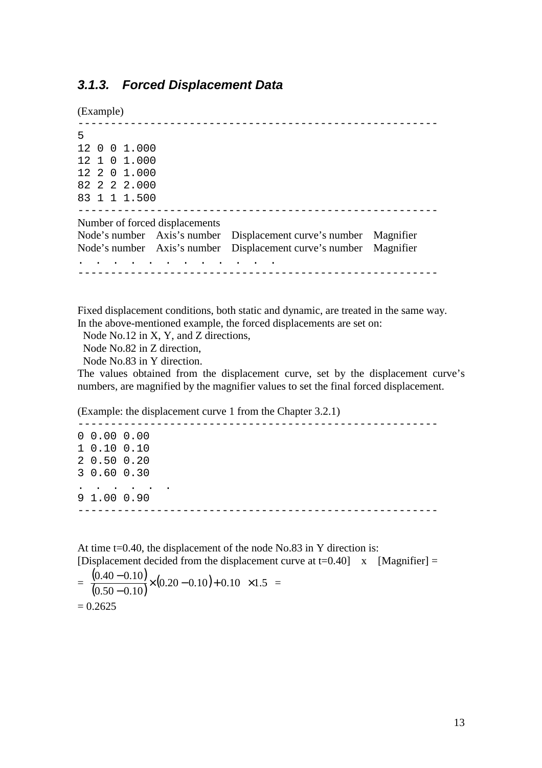### 3.1.3. Forced Displacement Data

(Example)

```
------------------------------------------------------
5
12 0 0 1.000
12 1 0 1.000
12 2 0 1.000
82 2 2 2.000
83 1 1 1.500
------------------------------------------------------
```

Number of forced displacements
Node's number Axis's number Displacement curve's number Magnifier
Node's number Axis's number Displacement curve's number Magnifier
. . . . . . . . . . . .

```
------------------------------------------------------
```

Fixed displacement conditions, both static and dynamic, are treated in the same way.
In the above-mentioned example, the forced displacements are set on:

- Node No.12 in X, Y, and Z directions,
- Node No.82 in Z direction,
- Node No.83 in Y direction.

The values obtained from the displacement curve, set by the displacement curve's numbers, are magnified by the magnifier values to set the final forced displacement.

(Example: the displacement curve 1 from the Chapter 3.2.1)

```
------------------------------------------------------
0 0.00 0.00
1 0.10 0.10
2 0.50 0.20
3 0.60 0.30
. . . . . .
9 1.00 0.90
------------------------------------------------------
```

At time t=0.40, the displacement of the node No.83 in Y direction is:
[Displacement decided from the displacement curve at t=0.40] x [Magnifier] =

$$= \frac{(0.40-0.10)}{(0.50-0.10)}\times(0.20-0.10)+0.10 \times 1.5 =$$

= 0.2625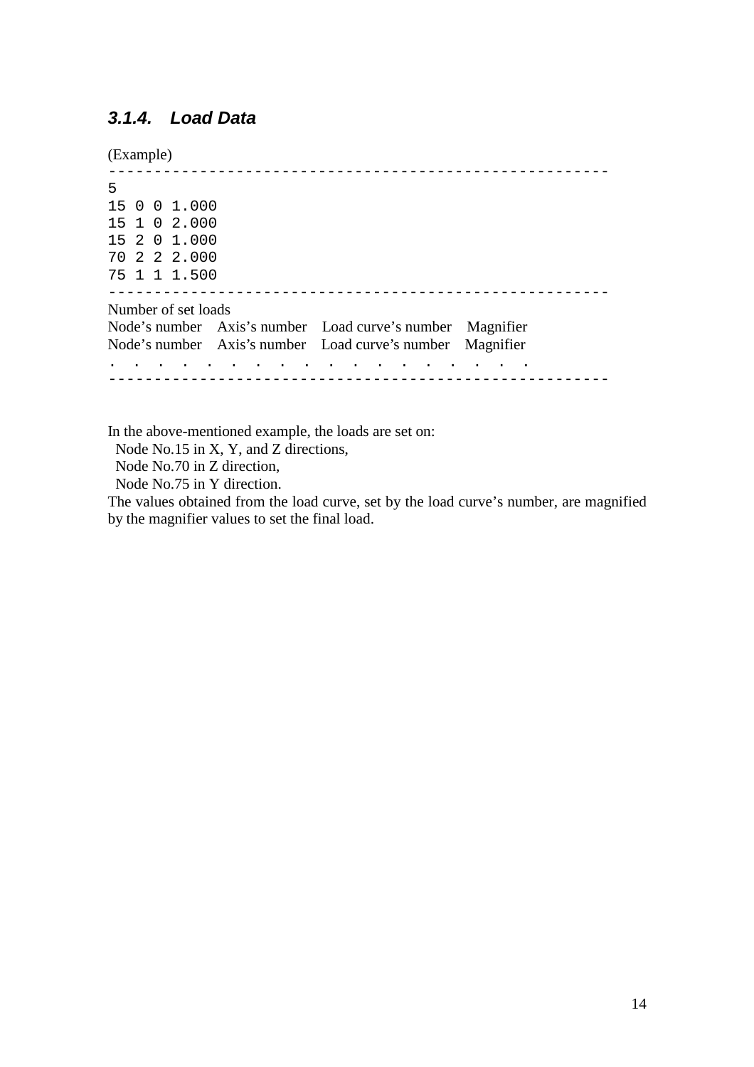### *3.1.4. Load Data*

(Example)

```
-----------------------------------------------------
5
15 0 0 1.000
15 1 0 2.000
15 2 0 1.000
70 2 2 2.000
75 1 1 1.500
-----------------------------------------------------
Number of set loads
Node's number   Axis's number   Load curve's number   Magnifier
Node's number   Axis's number   Load curve's number   Magnifier
. . . . . . . . . . . . . . . . . .
-----------------------------------------------------
```

In the above-mentioned example, the loads are set on:

Node No.15 in X, Y, and Z directions,

Node No.70 in Z direction,

Node No.75 in Y direction.

The values obtained from the load curve, set by the load curve's number, are magnified by the magnifier values to set the final load.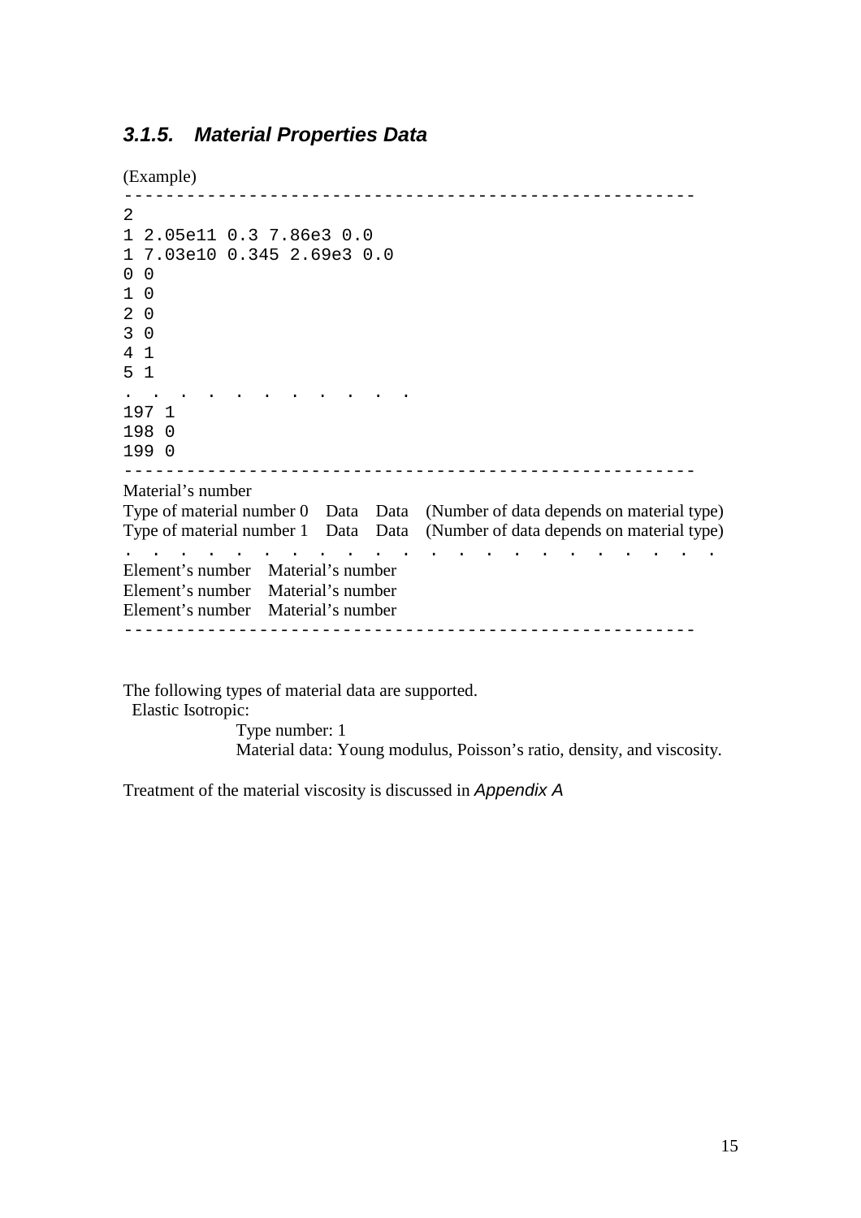### *3.1.5. Material Properties Data*

(Example)

```
------------------------------------------------------
2
1 2.05e11 0.3 7.86e3 0.0
1 7.03e10 0.345 2.69e3 0.0
0 0
1 0
2 0
3 0
4 1
5 1
. . . . . . . . . . . .
197 1
198 0
199 0
------------------------------------------------------
Material's number
Type of material number 0   Data   Data   (Number of data depends on material type)
Type of material number 1   Data   Data   (Number of data depends on material type)
. . . . . . . . . . . . . . . . . . . . . . .
Element's number   Material's number
Element's number   Material's number
Element's number   Material's number
------------------------------------------------------
```

The following types of material data are supported.

Elastic Isotropic:

Type number: 1

Material data: Young modulus, Poisson's ratio, density, and viscosity.

Treatment of the material viscosity is discussed in *Appendix A*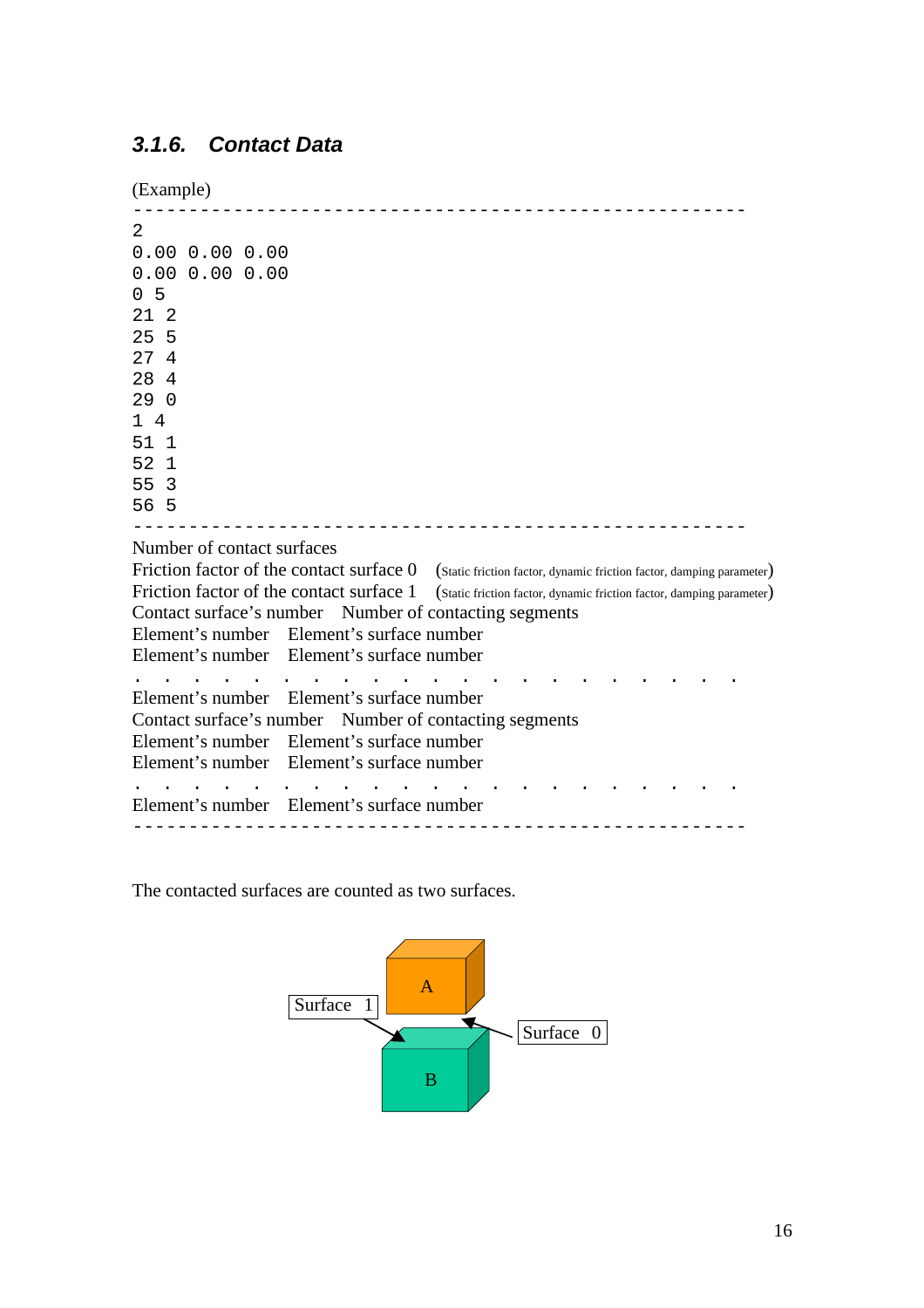### 3.1.6. *Contact Data*

(Example)

```
------------------------------------------------------
2
0.00 0.00 0.00
0.00 0.00 0.00
0 5
21 2
25 5
27 4
28 4
29 0
1 4
51 1
52 1
55 3
56 5
------------------------------------------------------
```

```
Number of contact surfaces
Friction factor of the contact surface 0   (Static friction factor, dynamic friction factor, damping parameter)
Friction factor of the contact surface 1   (Static friction factor, dynamic friction factor, damping parameter)
Contact surface's number   Number of contacting segments
Element's number   Element's surface number
Element's number   Element's surface number
. . . . . . . . . . . . . . . . . . . . . .
Element's number   Element's surface number
Contact surface's number   Number of contacting segments
Element's number   Element's surface number
Element's number   Element's surface number
. . . . . . . . . . . . . . . . . . . . . .
Element's number   Element's surface number
------------------------------------------------------
```

The contacted surfaces are counted as two surfaces.

Surface 1

Surface 0

A

B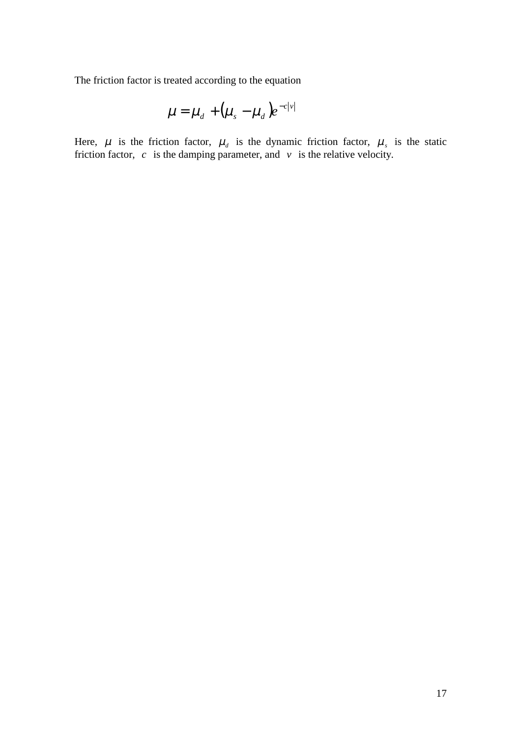The friction factor is treated according to the equation

$$\mu = \mu_d + (\mu_s - \mu_d)e^{-c|v|}$$

Here, $\mu$ is the friction factor, $\mu_d$ is the dynamic friction factor, $\mu_s$ is the static friction factor, $c$ is the damping parameter, and $v$ is the relative velocity.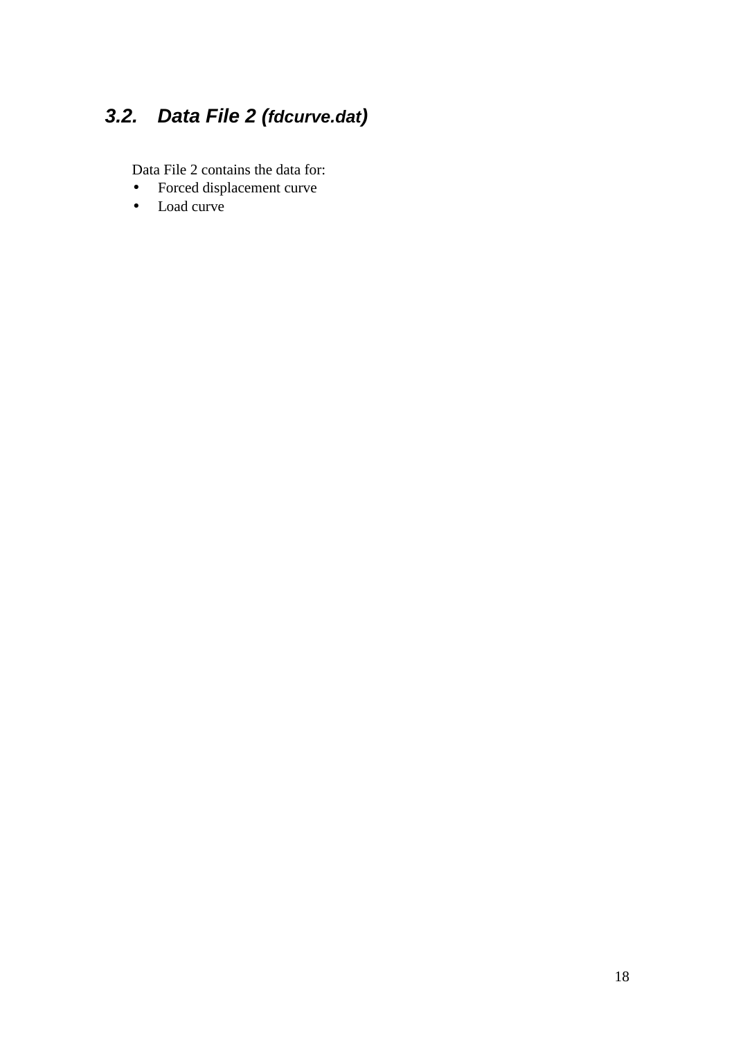## 3.2. Data File 2 (*fdcurve.dat*)

Data File 2 contains the data for:

- Forced displacement curve
- Load curve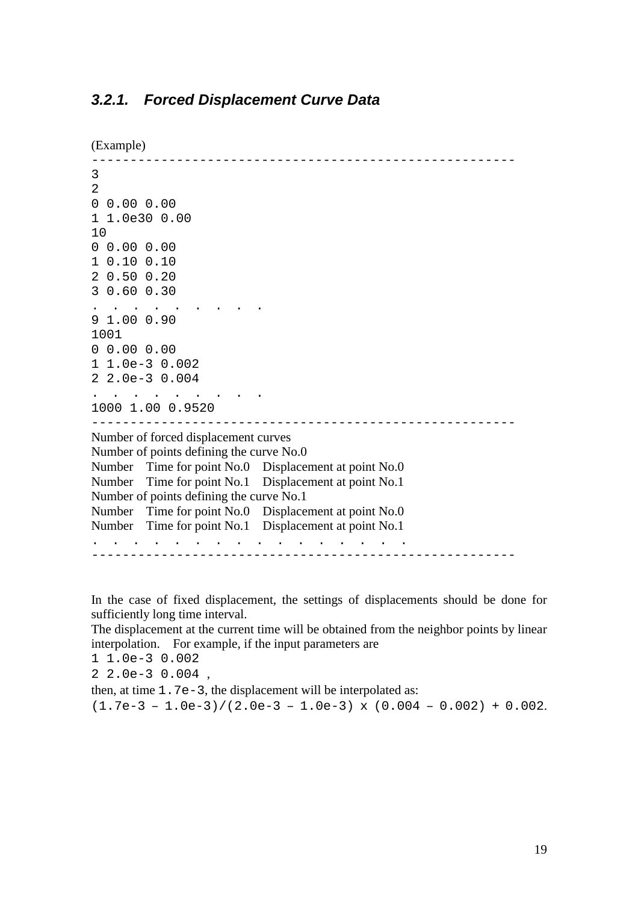### 3.2.1. *Forced Displacement Curve Data*

(Example)

```
------------------------------------------------------
3
2
0 0.00 0.00
1 1.0e30 0.00
10
0 0.00 0.00
1 0.10 0.10
2 0.50 0.20
3 0.60 0.30
.  .  .  .  .  .  .  .  .
9 1.00 0.90
1001
0 0.00 0.00
1 1.0e-3 0.002
2 2.0e-3 0.004
.  .  .  .  .  .  .  .  .
1000 1.00 0.9520
------------------------------------------------------
Number of forced displacement curves
Number of points defining the curve No.0
Number    Time for point No.0    Displacement at point No.0
Number    Time for point No.1    Displacement at point No.1
Number of points defining the curve No.1
Number    Time for point No.0    Displacement at point No.0
Number    Time for point No.1    Displacement at point No.1
.  .  .  .  .  .  .  .  .  .  .  .  .  .  .  .  .
------------------------------------------------------
```

In the case of fixed displacement, the settings of displacements should be done for sufficiently long time interval.

The displacement at the current time will be obtained from the neighbor points by linear interpolation. For example, if the input parameters are

```
1 1.0e-3 0.002
2 2.0e-3 0.004 ,
```

then, at time `1.7e-3`, the displacement will be interpolated as:

`(1.7e-3 – 1.0e-3)/(2.0e-3 – 1.0e-3) x (0.004 – 0.002) + 0.002`.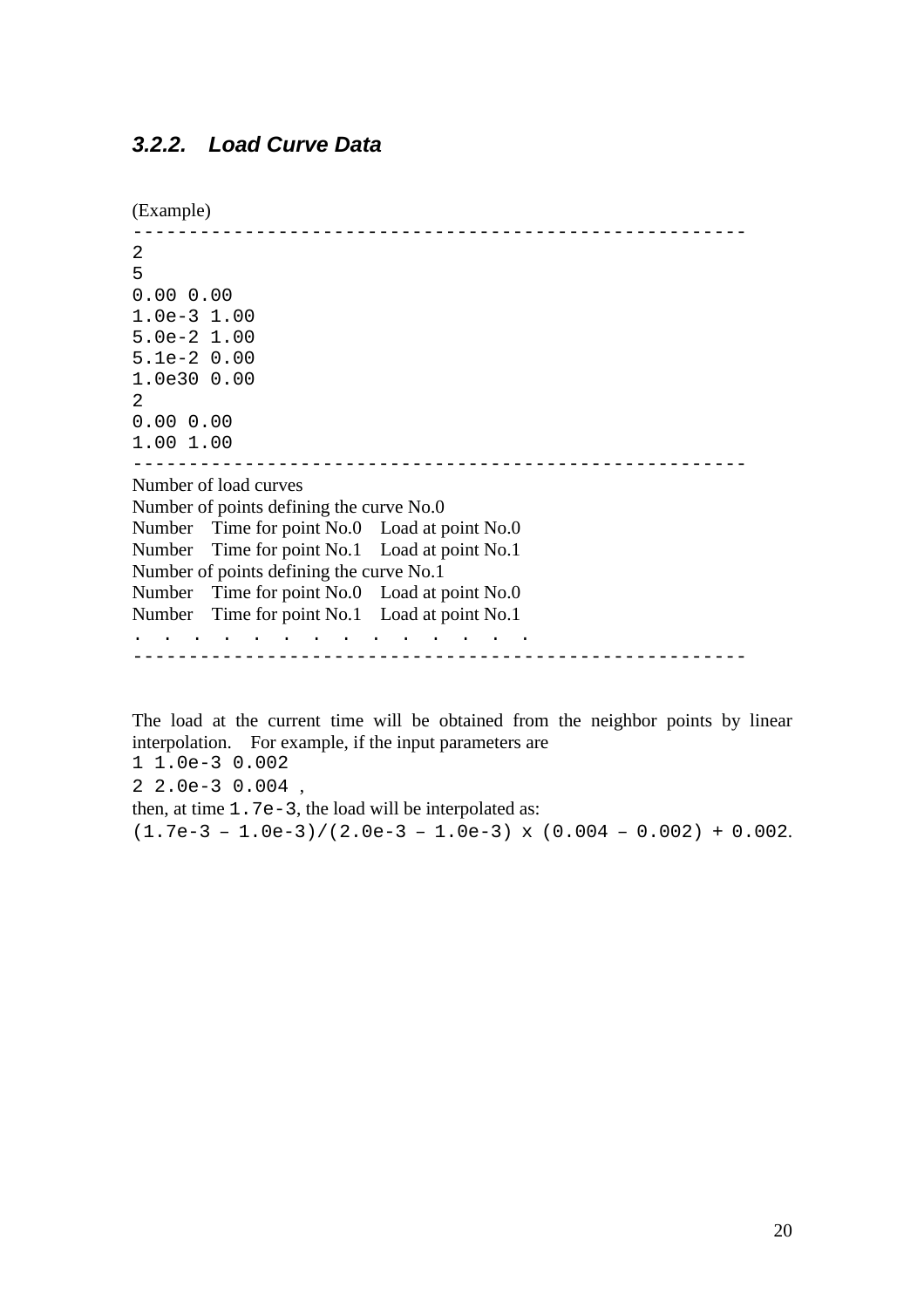### 3.2.2. *Load Curve Data*

(Example)

```
-------------------------------------------------------
2
5
0.00 0.00
1.0e-3 1.00
5.0e-2 1.00
5.1e-2 0.00
1.0e30 0.00
2
0.00 0.00
1.00 1.00
-------------------------------------------------------
```

Number of load curves  
Number of points defining the curve No.0  
Number  Time for point No.0  Load at point No.0  
Number  Time for point No.1  Load at point No.1  
Number of points defining the curve No.1  
Number  Time for point No.0  Load at point No.0  
Number  Time for point No.1  Load at point No.1  
. . . . . . . . . . . . . .

---

The load at the current time will be obtained from the neighbor points by linear interpolation. For example, if the input parameters are

```
1 1.0e-3 0.002
2 2.0e-3 0.004 ,
```

then, at time `1.7e-3`, the load will be interpolated as:

`(1.7e-3 – 1.0e-3)/(2.0e-3 – 1.0e-3) x (0.004 – 0.002) + 0.002`.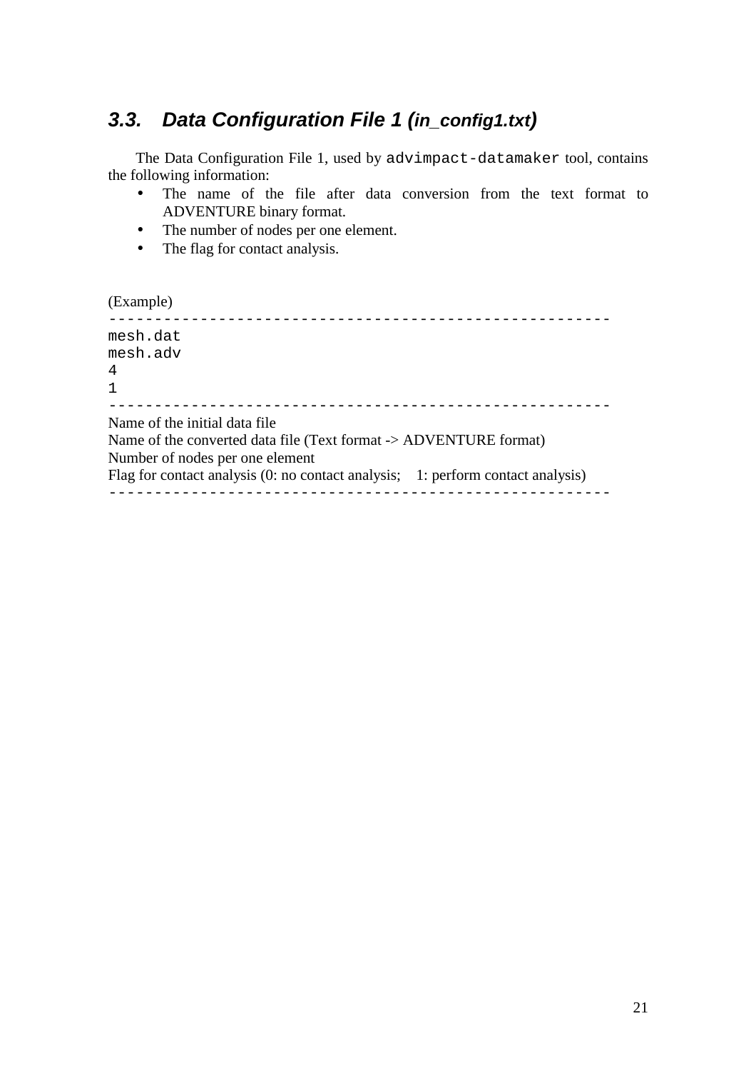## 3.3. *Data Configuration File 1 (in_config1.txt)*

The Data Configuration File 1, used by `advimpact-datamaker` tool, contains the following information:

- The name of the file after data conversion from the text format to ADVENTURE binary format.
- The number of nodes per one element.
- The flag for contact analysis.

(Example)

```
-------------------------------------------------------
mesh.dat
mesh.adv
4
1
-------------------------------------------------------
```

Name of the initial data file
Name of the converted data file (Text format -> ADVENTURE format)
Number of nodes per one element
Flag for contact analysis (0: no contact analysis; 1: perform contact analysis)

-------------------------------------------------------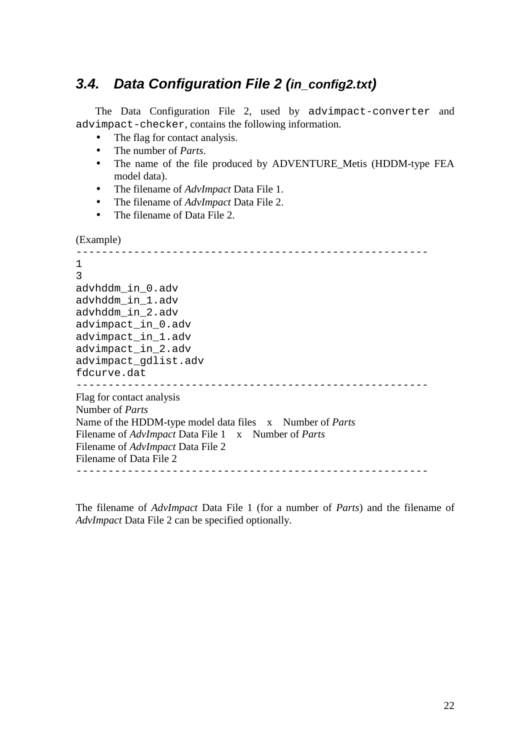## 3.4. Data Configuration File 2 (*in_config2.txt*)

The Data Configuration File 2, used by `advimpact-converter` and `advimpact-checker`, contains the following information.

- The flag for contact analysis.
- The number of *Parts*.
- The name of the file produced by ADVENTURE_Metis (HDDM-type FEA model data).
- The filename of *AdvImpact* Data File 1.
- The filename of *AdvImpact* Data File 2.
- The filename of Data File 2.

(Example)

```
-------------------------------------------------------
1
3
advhddm_in_0.adv
advhddm_in_1.adv
advhddm_in_2.adv
advimpact_in_0.adv
advimpact_in_1.adv
advimpact_in_2.adv
advimpact_gdlist.adv
fdcurve.dat
-------------------------------------------------------
```

Flag for contact analysis
Number of *Parts*
Name of the HDDM-type model data files x Number of *Parts*
Filename of *AdvImpact* Data File 1 x Number of *Parts*
Filename of *AdvImpact* Data File 2
Filename of Data File 2

---

The filename of *AdvImpact* Data File 1 (for a number of *Parts*) and the filename of *AdvImpact* Data File 2 can be specified optionally.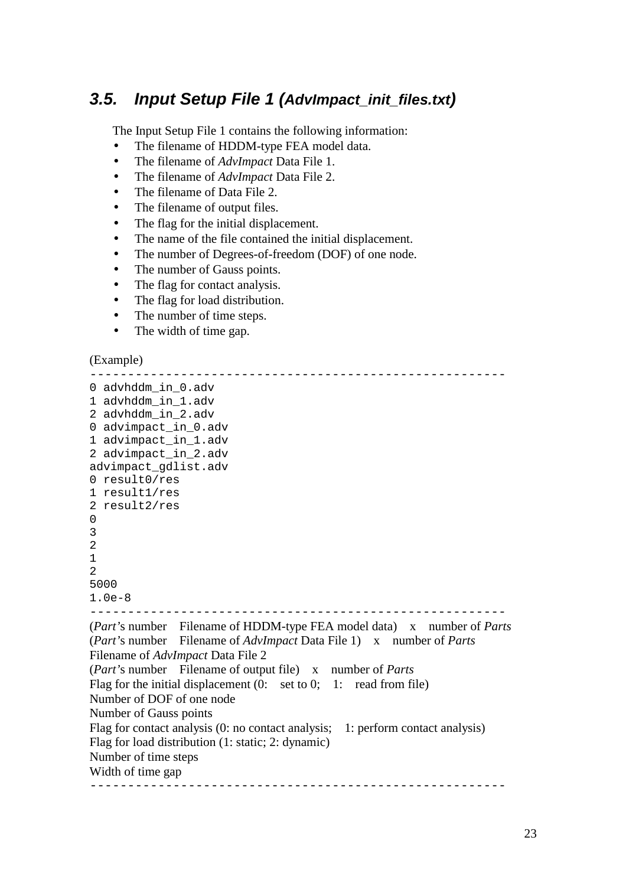### 3.5. Input Setup File 1 (*AdvImpact_init_files.txt*)

The Input Setup File 1 contains the following information:

- The filename of HDDM-type FEA model data.
- The filename of *AdvImpact* Data File 1.
- The filename of *AdvImpact* Data File 2.
- The filename of Data File 2.
- The filename of output files.
- The flag for the initial displacement.
- The name of the file contained the initial displacement.
- The number of Degrees-of-freedom (DOF) of one node.
- The number of Gauss points.
- The flag for contact analysis.
- The flag for load distribution.
- The number of time steps.
- The width of time gap.

(Example)

```
------------------------------------------------------
0 advhddm_in_0.adv
1 advhddm_in_1.adv
2 advhddm_in_2.adv
0 advimpact_in_0.adv
1 advimpact_in_1.adv
2 advimpact_in_2.adv
advimpact_gdlist.adv
0 result0/res
1 result1/res
2 result2/res
0
3
2
1
2
5000
1.0e-8
------------------------------------------------------
```

(*Part*'s number  Filename of HDDM-type FEA model data)  x  number of *Parts*
(*Part*'s number  Filename of *AdvImpact* Data File 1)  x  number of *Parts*
Filename of *AdvImpact* Data File 2
(*Part*'s number  Filename of output file)  x  number of *Parts*
Flag for the initial displacement (0:  set to 0;  1:  read from file)
Number of DOF of one node
Number of Gauss points
Flag for contact analysis (0: no contact analysis;  1: perform contact analysis)
Flag for load distribution (1: static; 2: dynamic)
Number of time steps
Width of time gap

------------------------------------------------------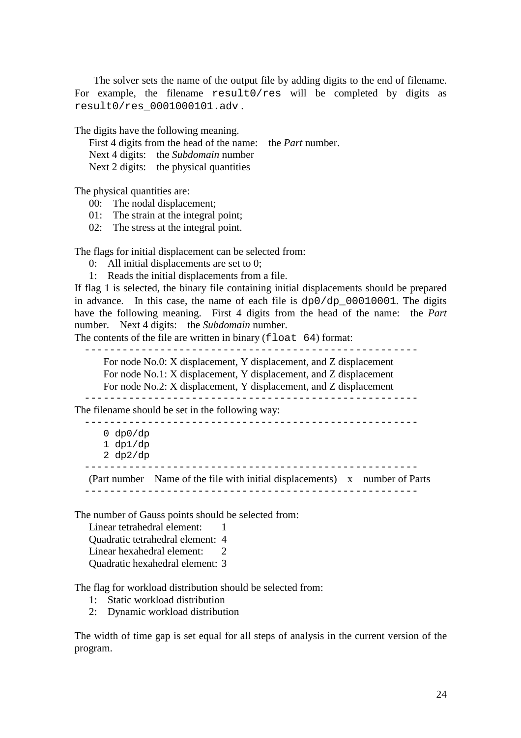The solver sets the name of the output file by adding digits to the end of filename. For example, the filename `result0/res` will be completed by digits as `result0/res_0001000101.adv`.

The digits have the following meaning.

First 4 digits from the head of the name: the *Part* number.
Next 4 digits: the *Subdomain* number
Next 2 digits: the physical quantities

The physical quantities are:

00: The nodal displacement;
01: The strain at the integral point;
02: The stress at the integral point.

The flags for initial displacement can be selected from:

0: All initial displacements are set to 0;
1: Reads the initial displacements from a file.

If flag 1 is selected, the binary file containing initial displacements should be prepared in advance. In this case, the name of each file is `dp0/dp_00010001`. The digits have the following meaning. First 4 digits from the head of the name: the *Part* number. Next 4 digits: the *Subdomain* number.

The contents of the file are written in binary (`float 64`) format:

```
----------------------------------------------------
For node No.0: X displacement, Y displacement, and Z displacement
For node No.1: X displacement, Y displacement, and Z displacement
For node No.2: X displacement, Y displacement, and Z displacement
----------------------------------------------------
```

The filename should be set in the following way:

```
----------------------------------------------------
0 dp0/dp
1 dp1/dp
2 dp2/dp
----------------------------------------------------
(Part number   Name of the file with initial displacements)   x   number of Parts
----------------------------------------------------
```

The number of Gauss points should be selected from:

Linear tetrahedral element: 1
Quadratic tetrahedral element: 4
Linear hexahedral element: 2
Quadratic hexahedral element: 3

The flag for workload distribution should be selected from:

1: Static workload distribution
2: Dynamic workload distribution

The width of time gap is set equal for all steps of analysis in the current version of the program.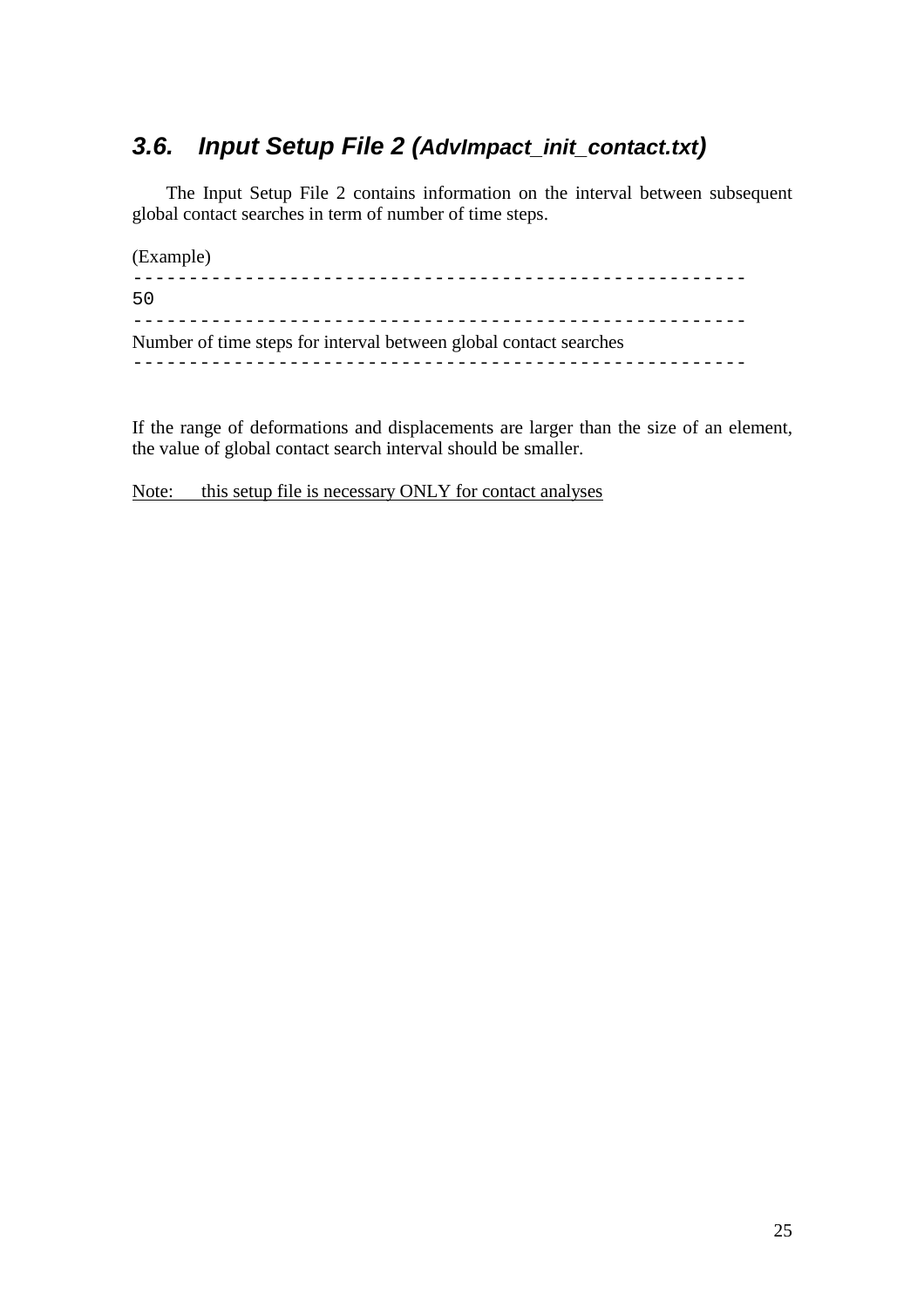### 3.6. Input Setup File 2 (*AdvImpact_init_contact.txt*)

The Input Setup File 2 contains information on the interval between subsequent global contact searches in term of number of time steps.

(Example)

```
-------------------------------------------------------
50
-------------------------------------------------------
```

Number of time steps for interval between global contact searches

```
-------------------------------------------------------
```

If the range of deformations and displacements are larger than the size of an element, the value of global contact search interval should be smaller.

Note: this setup file is necessary ONLY for contact analyses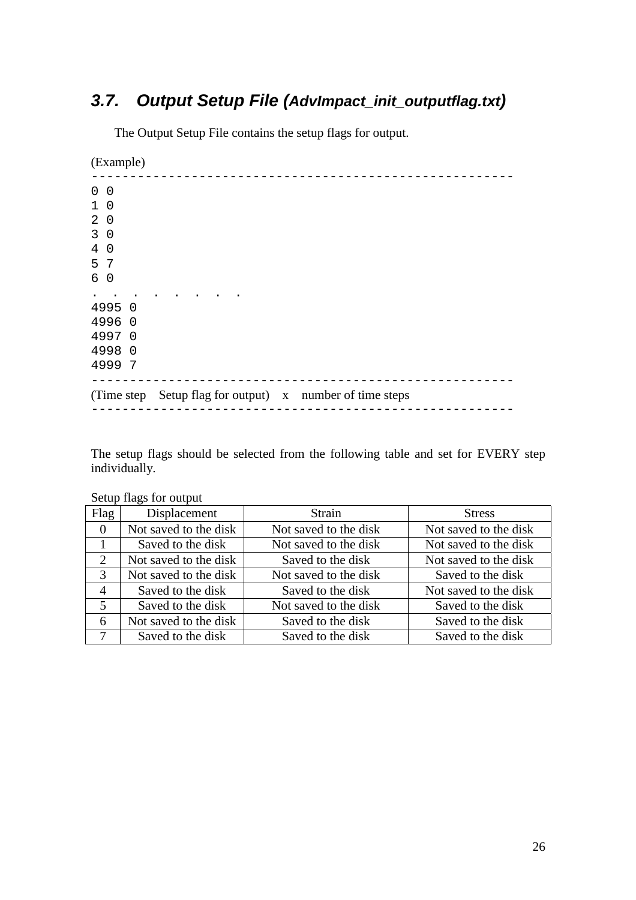## 3.7. Output Setup File (*AdvImpact_init_outputflag.txt*)

The Output Setup File contains the setup flags for output.

(Example)

```
-------------------------------------------------------
0 0
1 0
2 0
3 0
4 0
5 7
6 0
. . . . . . . .
4995 0
4996 0
4997 0
4998 0
4999 7
-------------------------------------------------------
(Time step    Setup flag for output)    x    number of time steps
-------------------------------------------------------
```

The setup flags should be selected from the following table and set for EVERY step individually.

Setup flags for output

| Flag | Displacement | Strain | Stress |
|---|---|---|---|
| 0 | Not saved to the disk | Not saved to the disk | Not saved to the disk |
| 1 | Saved to the disk | Not saved to the disk | Not saved to the disk |
| 2 | Not saved to the disk | Saved to the disk | Not saved to the disk |
| 3 | Not saved to the disk | Not saved to the disk | Saved to the disk |
| 4 | Saved to the disk | Saved to the disk | Not saved to the disk |
| 5 | Saved to the disk | Not saved to the disk | Saved to the disk |
| 6 | Not saved to the disk | Saved to the disk | Saved to the disk |
| 7 | Saved to the disk | Saved to the disk | Saved to the disk |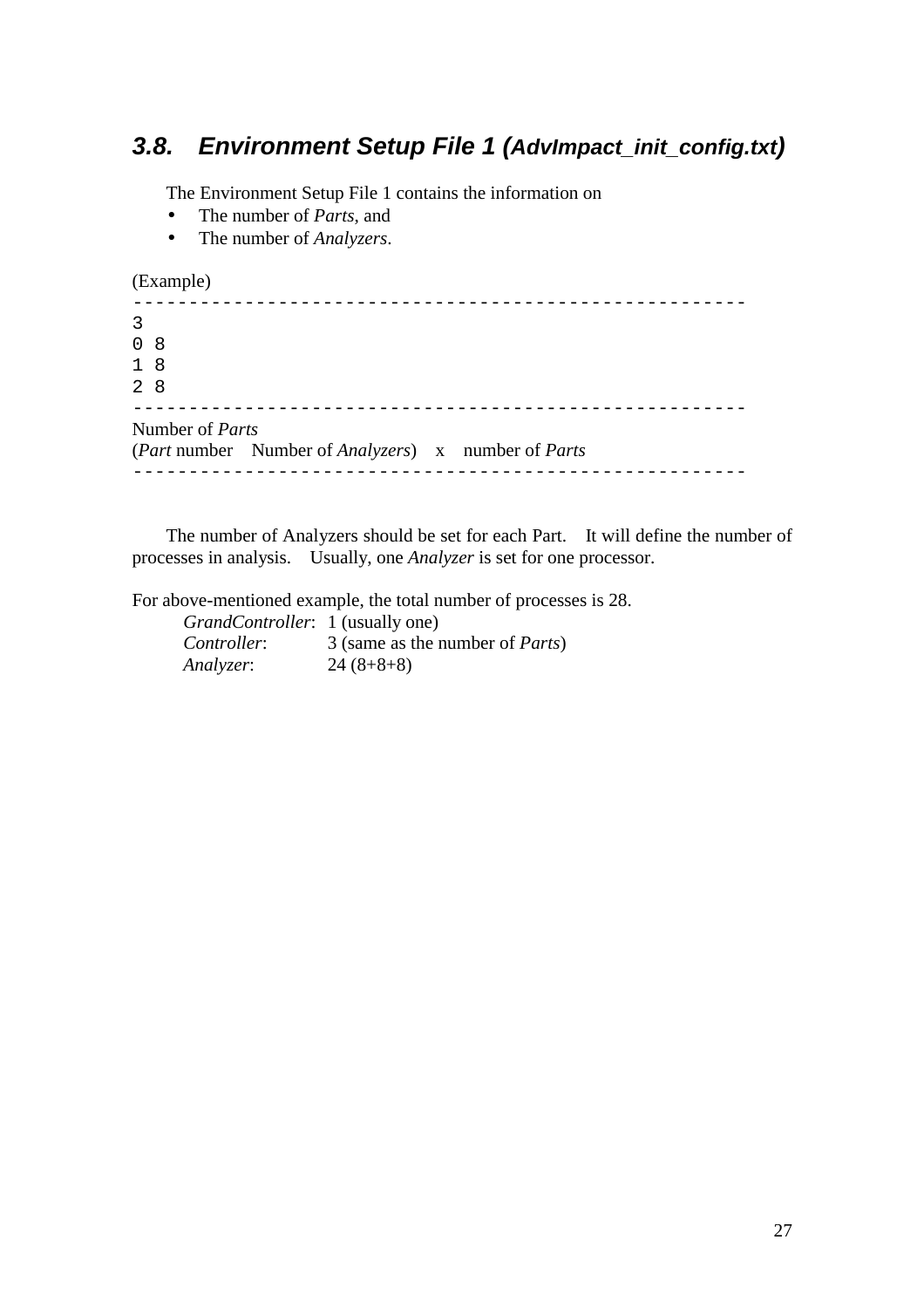## 3.8. Environment Setup File 1 (AdvImpact_init_config.txt)

The Environment Setup File 1 contains the information on

- The number of *Parts*, and
- The number of *Analyzers*.

(Example)

```
-------------------------------------------------------
3
0 8
1 8
2 8
-------------------------------------------------------
```

Number of *Parts*
(*Part* number    Number of *Analyzers*)    x    number of *Parts*

```
-------------------------------------------------------
```

The number of Analyzers should be set for each Part. It will define the number of processes in analysis. Usually, one *Analyzer* is set for one processor.

For above-mentioned example, the total number of processes is 28.

*GrandController*: 1 (usually one)
*Controller*: 3 (same as the number of *Parts*)
*Analyzer*: 24 (8+8+8)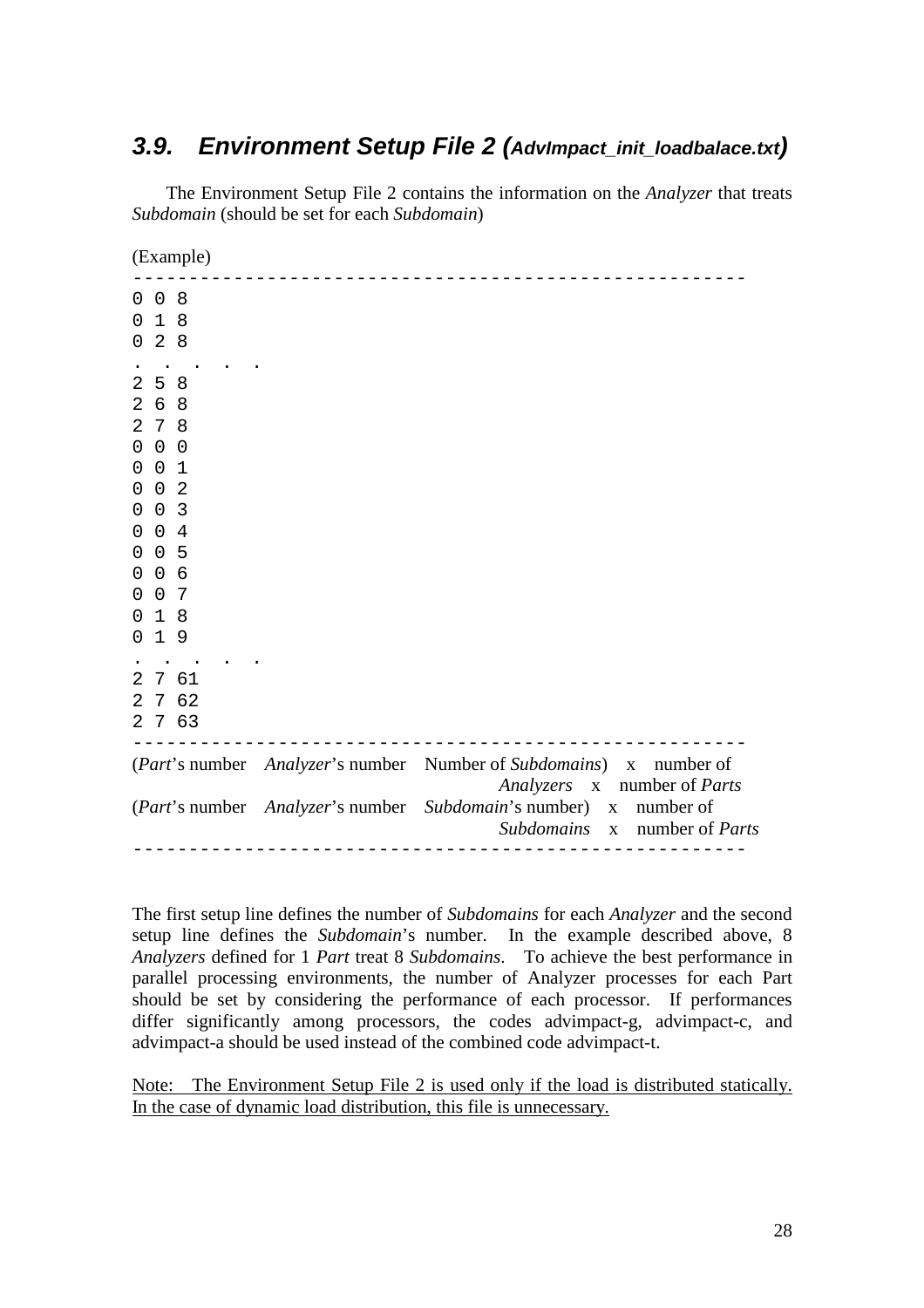## 3.9. Environment Setup File 2 (*AdvImpact_init_loadbalace.txt*)

The Environment Setup File 2 contains the information on the *Analyzer* that treats *Subdomain* (should be set for each *Subdomain*)

(Example)

```
-------------------------------------------------------
0 0 8
0 1 8
0 2 8
.  .  .  .  .
2 5 8
2 6 8
2 7 8
0 0 0
0 0 1
0 0 2
0 0 3
0 0 4
0 0 5
0 0 6
0 0 7
0 1 8
0 1 9
.  .  .  .  .
2 7 61
2 7 62
2 7 63
-------------------------------------------------------
```

(*Part*'s number *Analyzer*'s number Number of *Subdomains*) x number of *Analyzers* x number of *Parts*

(*Part*'s number *Analyzer*'s number *Subdomain*'s number) x number of *Subdomains* x number of *Parts*

---

The first setup line defines the number of *Subdomains* for each *Analyzer* and the second setup line defines the *Subdomain*'s number. In the example described above, 8 *Analyzers* defined for 1 *Part* treat 8 *Subdomains*. To achieve the best performance in parallel processing environments, the number of Analyzer processes for each Part should be set by considering the performance of each processor. If performances differ significantly among processors, the codes advimpact-g, advimpact-c, and advimpact-a should be used instead of the combined code advimpact-t.

Note: The Environment Setup File 2 is used only if the load is distributed statically. In the case of dynamic load distribution, this file is unnecessary.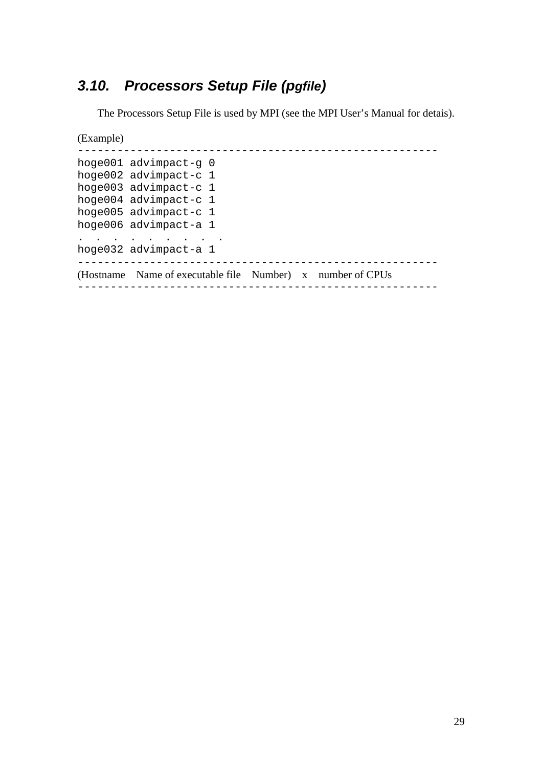### 3.10. Processors Setup File (*pgfile*)

The Processors Setup File is used by MPI (see the MPI User’s Manual for detais).

(Example)

```
--------------------------------------------------------
hoge001 advimpact-g 0
hoge002 advimpact-c 1
hoge003 advimpact-c 1
hoge004 advimpact-c 1
hoge005 advimpact-c 1
hoge006 advimpact-a 1
.  .  .  .  .  .  .  .  .
hoge032 advimpact-a 1
--------------------------------------------------------
(Hostname    Name of executable file    Number)    x    number of CPUs
--------------------------------------------------------
```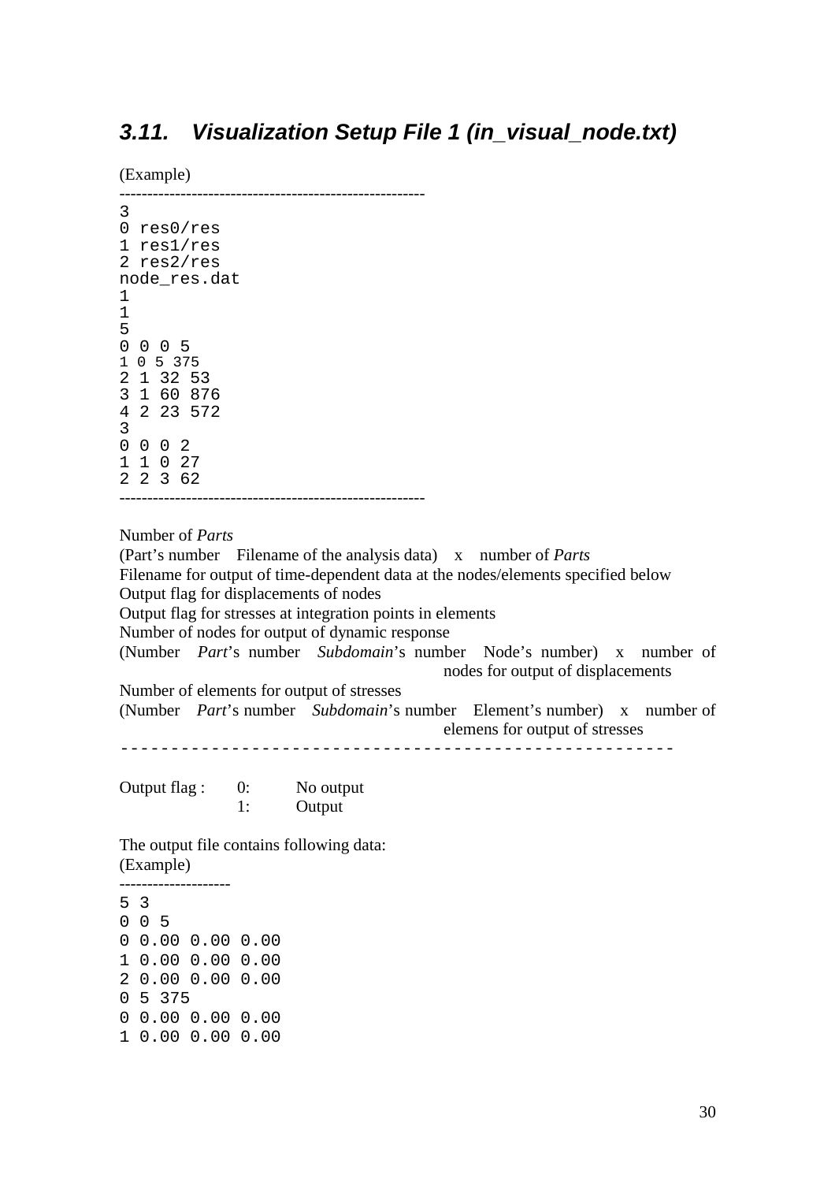### 3.11. Visualization Setup File 1 (in_visual_node.txt)

(Example)

```
-----------------------------------------------------
3
0 res0/res
1 res1/res
2 res2/res
node_res.dat
1
1
5
0 0 0 5
1 0 5 375
2 1 32 53
3 1 60 876
4 2 23 572
3
0 0 0 2
1 1 0 27
2 2 3 62
-----------------------------------------------------
```

Number of *Parts*
(Part's number Filename of the analysis data) x number of *Parts*
Filename for output of time-dependent data at the nodes/elements specified below
Output flag for displacements of nodes
Output flag for stresses at integration points in elements
Number of nodes for output of dynamic response
(Number *Part*'s number *Subdomain*'s number Node's number) x number of nodes for output of displacements
Number of elements for output of stresses
(Number *Part*'s number *Subdomain*'s number Element's number) x number of elemens for output of stresses

-----------------------------------------------------

Output flag : 0: No output
1: Output

The output file contains following data:
(Example)

```
--------------------
5 3
0 0 5
0 0.00 0.00 0.00
1 0.00 0.00 0.00
2 0.00 0.00 0.00
0 5 375
0 0.00 0.00 0.00
1 0.00 0.00 0.00
```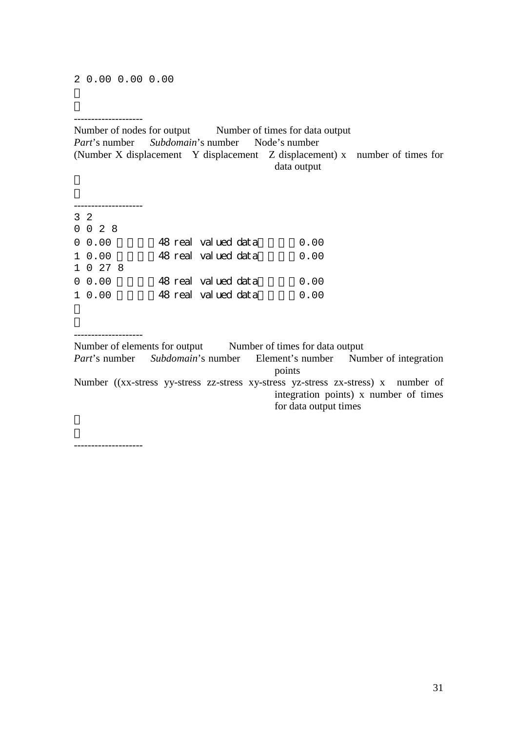```
2 0.00 0.00 0.00
︙
︙
--------------------
```

Number of nodes for output　　Number of times for data output
*Part*'s number　　*Subdomain*'s number　　Node's number
(Number X displacement　Y displacement　Z displacement) x　number of times for data output

```
︙
︙
--------------------
3 2
0 0 2 8
0 0.00 ・・・・48 real valued data・・・・0.00
1 0.00 ・・・・48 real valued data・・・・0.00
1 0 27 8
0 0.00 ・・・・48 real valued data・・・・0.00
1 0.00 ・・・・48 real valued data・・・・0.00
︙
︙
--------------------
```

Number of elements for output　　Number of times for data output
*Part*'s number　　*Subdomain*'s number　　Element's number　　Number of integration points
Number ((xx-stress yy-stress zz-stress xy-stress yz-stress zx-stress) x　number of integration points) x number of times for data output times

```
︙
︙
--------------------
```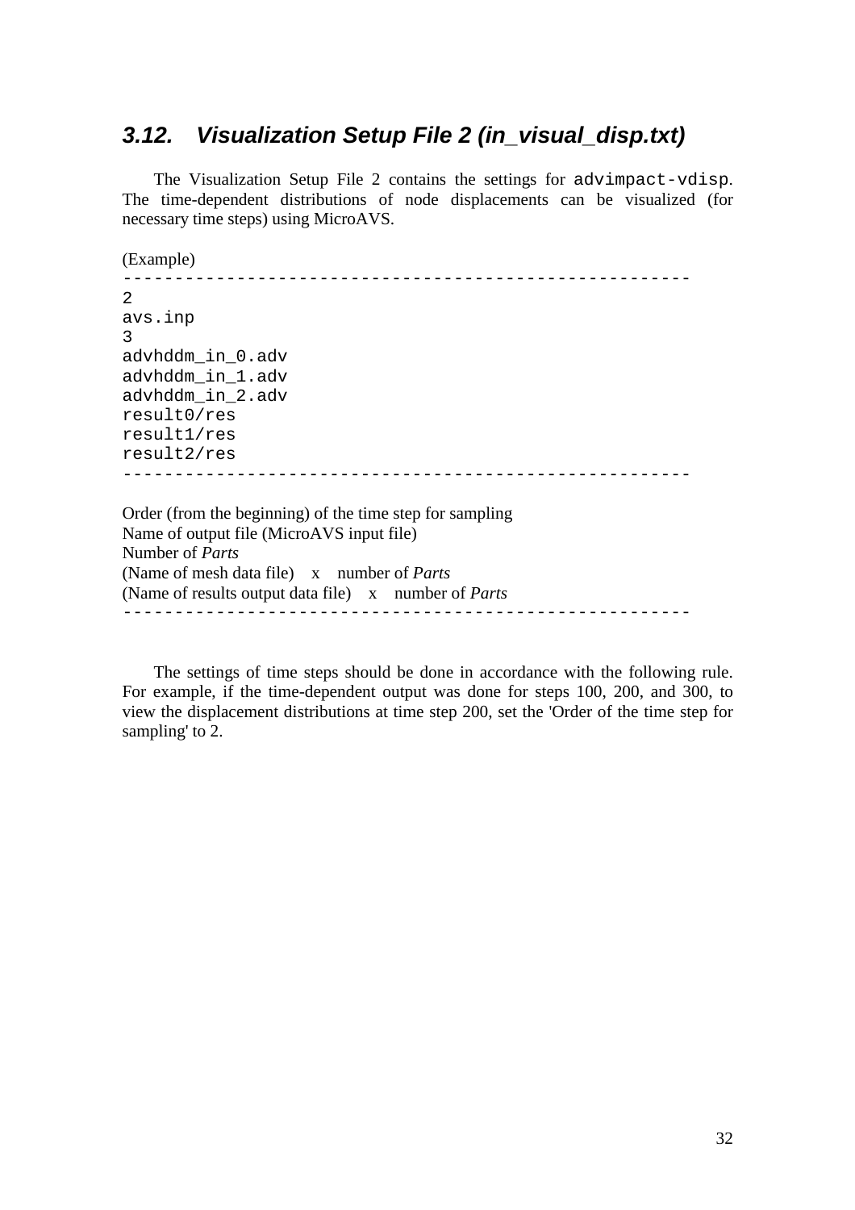## 3.12. Visualization Setup File 2 (in_visual_disp.txt)

The Visualization Setup File 2 contains the settings for `advimpact-vdisp`. The time-dependent distributions of node displacements can be visualized (for necessary time steps) using MicroAVS.

(Example)

```
-------------------------------------------------------
2
avs.inp
3
advhddm_in_0.adv
advhddm_in_1.adv
advhddm_in_2.adv
result0/res
result1/res
result2/res
-------------------------------------------------------
```

Order (from the beginning) of the time step for sampling
Name of output file (MicroAVS input file)
Number of *Parts*
(Name of mesh data file) x number of *Parts*
(Name of results output data file) x number of *Parts*

```
-------------------------------------------------------
```

The settings of time steps should be done in accordance with the following rule. For example, if the time-dependent output was done for steps 100, 200, and 300, to view the displacement distributions at time step 200, set the 'Order of the time step for sampling' to 2.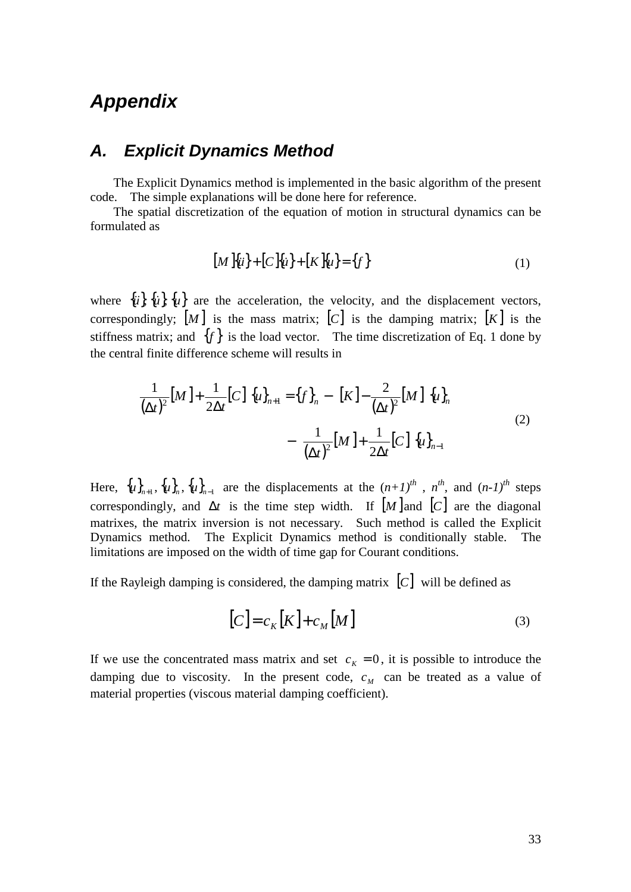# Appendix

## A. Explicit Dynamics Method

The Explicit Dynamics method is implemented in the basic algorithm of the present code. The simple explanations will be done here for reference.

The spatial discretization of the equation of motion in structural dynamics can be formulated as

$$[M]\{\ddot{u}\}+[C]\{\dot{u}\}+[K]\{u\}=\{f\} \tag{1}$$

where $\{\ddot{u}\},\{\dot{u}\},\{u\}$ are the acceleration, the velocity, and the displacement vectors, correspondingly; $[M]$ is the mass matrix; $[C]$ is the damping matrix; $[K]$ is the stiffness matrix; and $\{f\}$ is the load vector. The time discretization of Eq. 1 done by the central finite difference scheme will results in

$$\begin{aligned}\left(\frac{1}{(\Delta t)^2}[M]+\frac{1}{2\Delta t}[C]\right)\{u\}_{n+1} &= \{f\}_n-\left([K]-\frac{2}{(\Delta t)^2}[M]\right)\{u\}_n \\ &\quad -\left(\frac{1}{(\Delta t)^2}[M]+\frac{1}{2\Delta t}[C]\right)\{u\}_{n-1}\end{aligned} \tag{2}$$

Here, $\{u\}_{n+1}, \{u\}_n, \{u\}_{n-1}$ are the displacements at the $(n+1)^{th}$ , $n^{th}$, and $(n-1)^{th}$ steps correspondingly, and $\Delta t$ is the time step width. If $[M]$ and $[C]$ are the diagonal matrixes, the matrix inversion is not necessary. Such method is called the Explicit Dynamics method. The Explicit Dynamics method is conditionally stable. The limitations are imposed on the width of time gap for Courant conditions.

If the Rayleigh damping is considered, the damping matrix $[C]$ will be defined as

$$[C]=c_K[K]+c_M[M] \tag{3}$$

If we use the concentrated mass matrix and set $c_K=0$, it is possible to introduce the damping due to viscosity. In the present code, $c_M$ can be treated as a value of material properties (viscous material damping coefficient).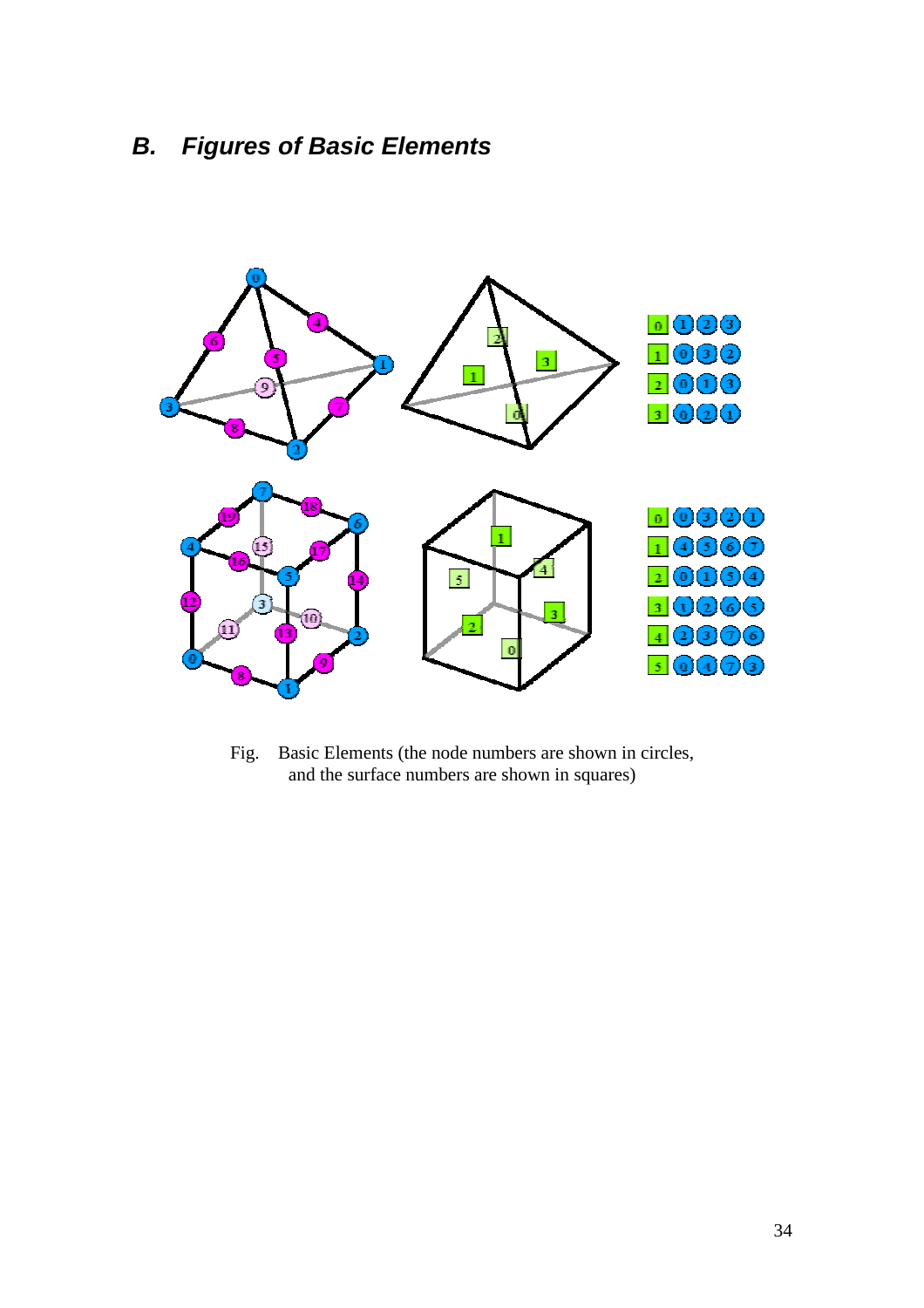## B. Figures of Basic Elements

| Surface | Nodes | | | |
|---|---|---|---|---|
| 0 | 1 | 2 | 3 | |
| 1 | 0 | 3 | 2 | |
| 2 | 0 | 1 | 3 | |
| 3 | 0 | 2 | 1 | |

| Surface | Nodes | | | |
|---|---|---|---|---|
| 0 | 0 | 3 | 2 | 1 |
| 1 | 4 | 5 | 6 | 7 |
| 2 | 0 | 1 | 5 | 4 |
| 3 | 1 | 2 | 6 | 5 |
| 4 | 2 | 3 | 7 | 6 |
| 5 | 0 | 4 | 7 | 3 |

Fig. Basic Elements (the node numbers are shown in circles, and the surface numbers are shown in squares)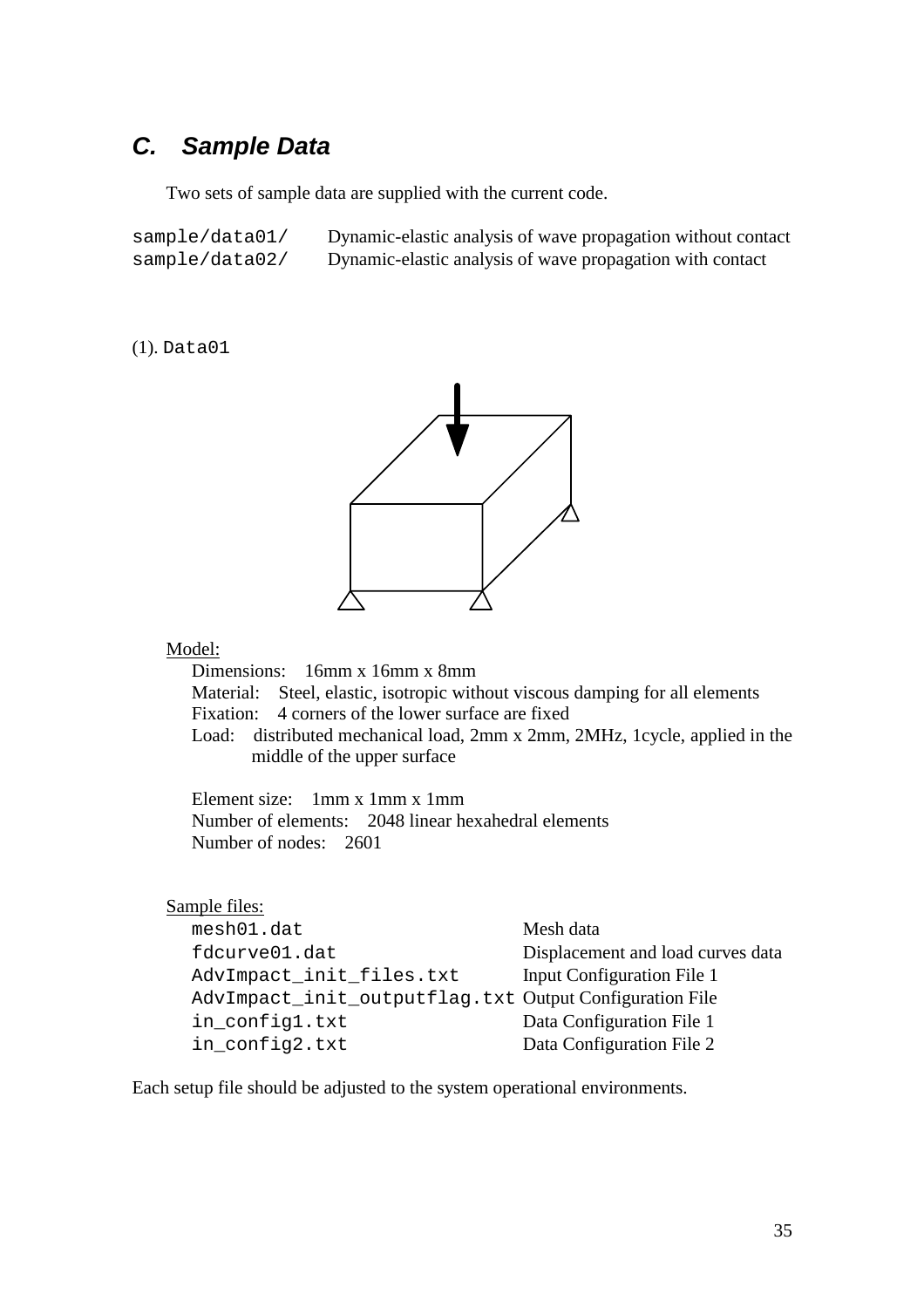## *C. Sample Data*

Two sets of sample data are supplied with the current code.

| | |
|---|---|
| `sample/data01/` | Dynamic-elastic analysis of wave propagation without contact |
| `sample/data02/` | Dynamic-elastic analysis of wave propagation with contact |

(1). `Data01`

Model:

Dimensions: 16mm x 16mm x 8mm
Material: Steel, elastic, isotropic without viscous damping for all elements
Fixation: 4 corners of the lower surface are fixed
Load: distributed mechanical load, 2mm x 2mm, 2MHz, 1cycle, applied in the middle of the upper surface

Element size: 1mm x 1mm x 1mm
Number of elements: 2048 linear hexahedral elements
Number of nodes: 2601

Sample files:

| | |
|---|---|
| `mesh01.dat` | Mesh data |
| `fdcurve01.dat` | Displacement and load curves data |
| `AdvImpact_init_files.txt` | Input Configuration File 1 |
| `AdvImpact_init_outputflag.txt` | Output Configuration File |
| `in_config1.txt` | Data Configuration File 1 |
| `in_config2.txt` | Data Configuration File 2 |

Each setup file should be adjusted to the system operational environments.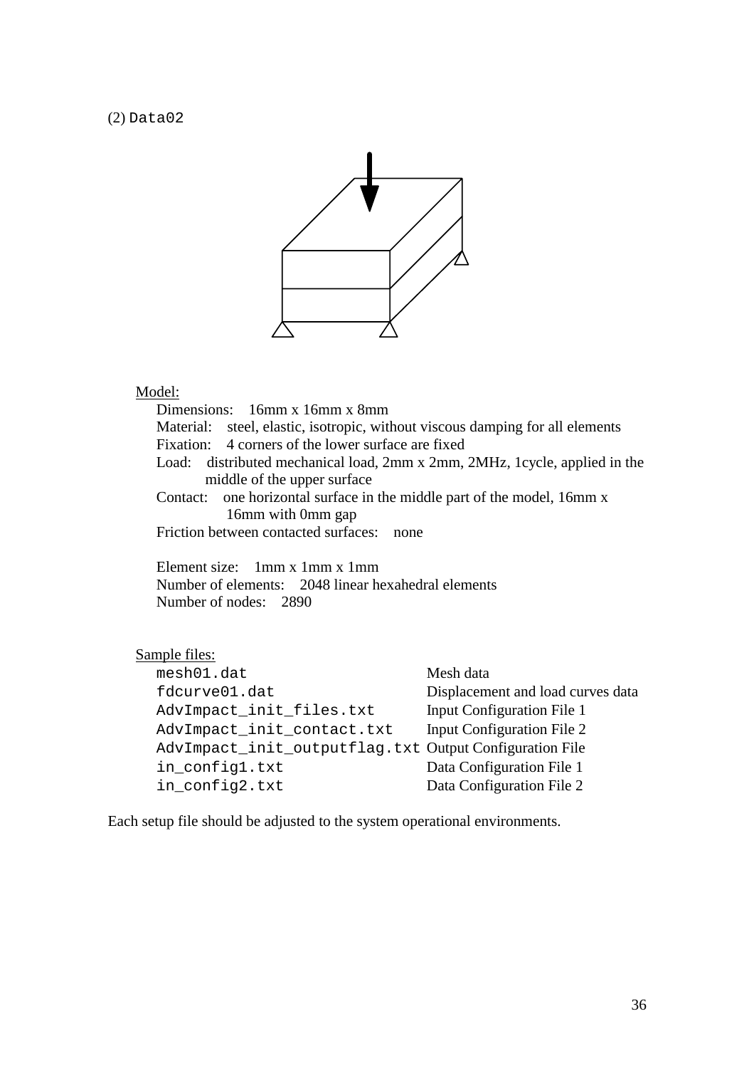(2) `Data02`

Model:

Dimensions: 16mm x 16mm x 8mm
Material: steel, elastic, isotropic, without viscous damping for all elements
Fixation: 4 corners of the lower surface are fixed
Load: distributed mechanical load, 2mm x 2mm, 2MHz, 1cycle, applied in the middle of the upper surface
Contact: one horizontal surface in the middle part of the model, 16mm x 16mm with 0mm gap
Friction between contacted surfaces: none

Element size: 1mm x 1mm x 1mm
Number of elements: 2048 linear hexahedral elements
Number of nodes: 2890

Sample files:

| | |
|---|---|
| `mesh01.dat` | Mesh data |
| `fdcurve01.dat` | Displacement and load curves data |
| `AdvImpact_init_files.txt` | Input Configuration File 1 |
| `AdvImpact_init_contact.txt` | Input Configuration File 2 |
| `AdvImpact_init_outputflag.txt` | Output Configuration File |
| `in_config1.txt` | Data Configuration File 1 |
| `in_config2.txt` | Data Configuration File 2 |

Each setup file should be adjusted to the system operational environments.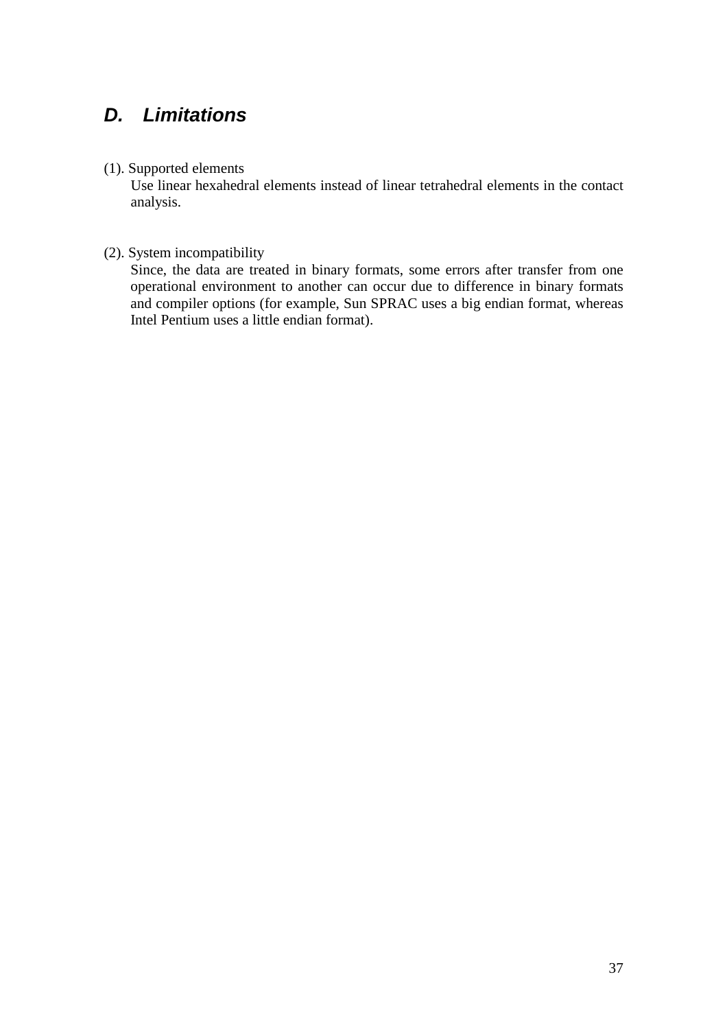## *D. Limitations*

(1). Supported elements

Use linear hexahedral elements instead of linear tetrahedral elements in the contact analysis.

(2). System incompatibility

Since, the data are treated in binary formats, some errors after transfer from one operational environment to another can occur due to difference in binary formats and compiler options (for example, Sun SPRAC uses a big endian format, whereas Intel Pentium uses a little endian format).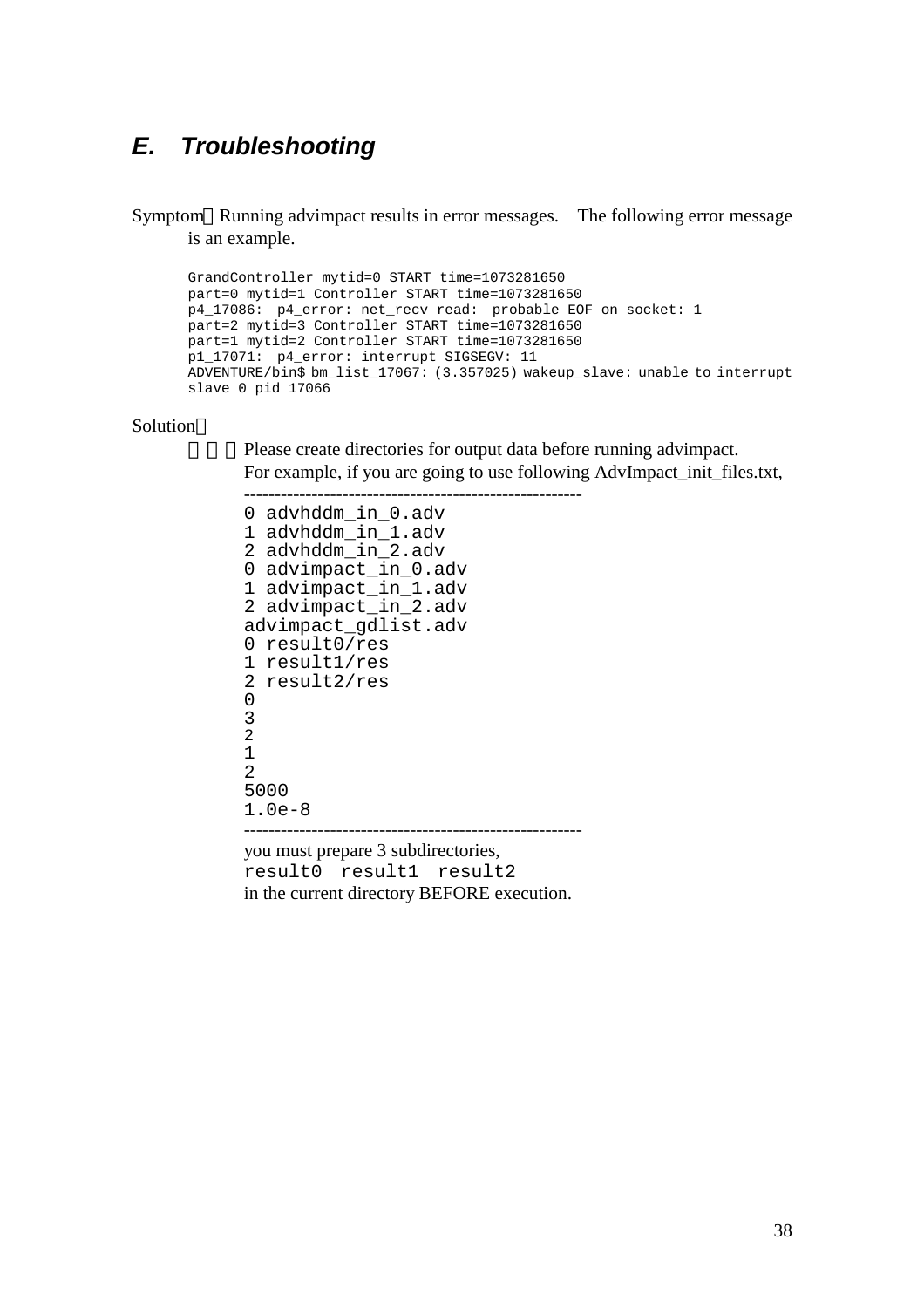## E. Troubleshooting

Symptom：Running advimpact results in error messages. The following error message is an example.

```
GrandController mytid=0 START time=1073281650
part=0 mytid=1 Controller START time=1073281650
p4_17086:  p4_error: net_recv read:  probable EOF on socket: 1
part=2 mytid=3 Controller START time=1073281650
part=1 mytid=2 Controller START time=1073281650
p1_17071:  p4_error: interrupt SIGSEGV: 11
ADVENTURE/bin$ bm_list_17067: (3.357025) wakeup_slave: unable to interrupt
slave 0 pid 17066
```

Solution：

Please create directories for output data before running advimpact.
For example, if you are going to use following AdvImpact_init_files.txt,

```
--------------------------------------------------------
0 advhddm_in_0.adv
1 advhddm_in_1.adv
2 advhddm_in_2.adv
0 advimpact_in_0.adv
1 advimpact_in_1.adv
2 advimpact_in_2.adv
advimpact_gdlist.adv
0 result0/res
1 result1/res
2 result2/res
0
3
2
1
2
5000
1.0e-8
--------------------------------------------------------
```

you must prepare 3 subdirectories,
`result0  result1  result2`
in the current directory BEFORE execution.